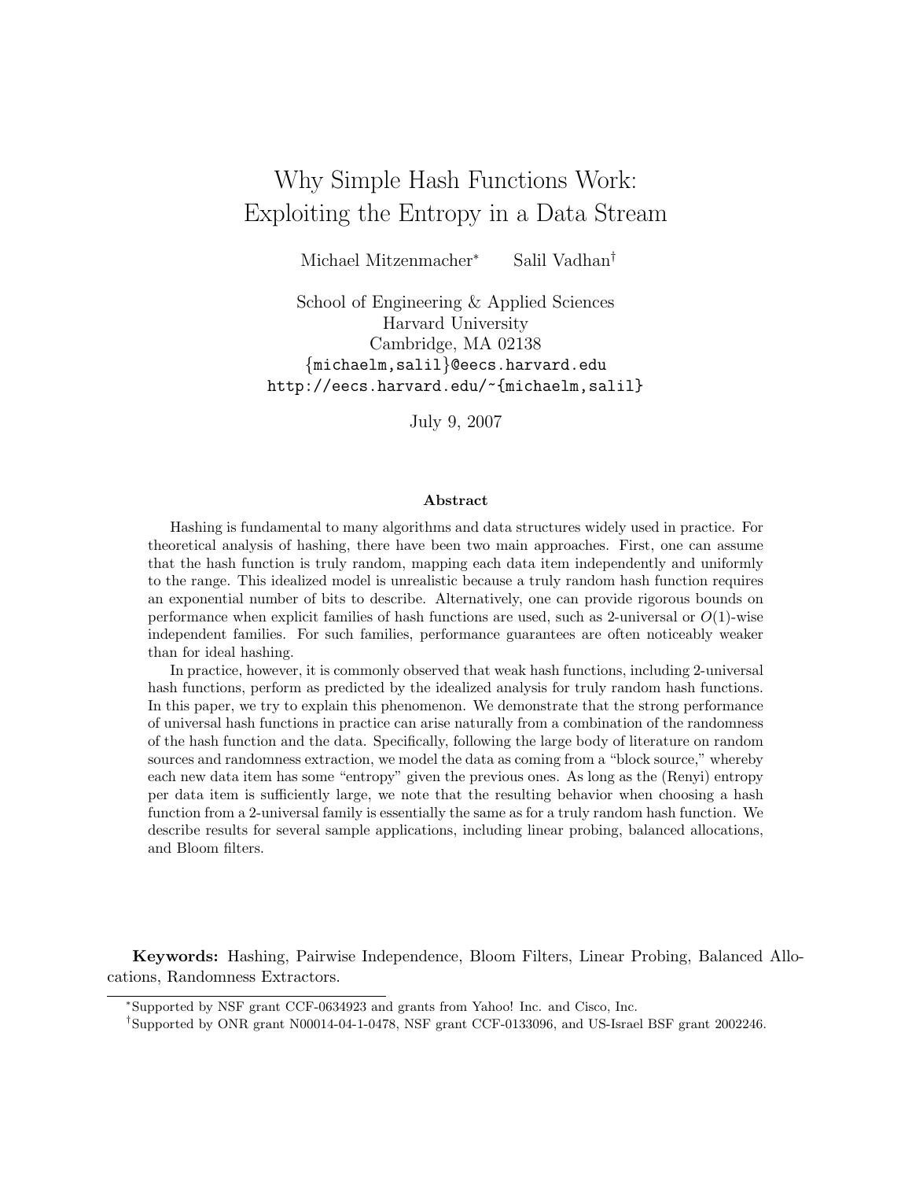# Why Simple Hash Functions Work: Exploiting the Entropy in a Data Stream

Michael Mitzenmacher[*] Salil Vadhan[†]

School of Engineering & Applied Sciences
Harvard University
Cambridge, MA 02138
{michaelm,salil}@eecs.harvard.edu
http://eecs.harvard.edu/~{michaelm,salil}

July 9, 2007

### Abstract

Hashing is fundamental to many algorithms and data structures widely used in practice. For theoretical analysis of hashing, there have been two main approaches. First, one can assume that the hash function is truly random, mapping each data item independently and uniformly to the range. This idealized model is unrealistic because a truly random hash function requires an exponential number of bits to describe. Alternatively, one can provide rigorous bounds on performance when explicit families of hash functions are used, such as 2-universal or $O(1)$-wise independent families. For such families, performance guarantees are often noticeably weaker than for ideal hashing.

In practice, however, it is commonly observed that weak hash functions, including 2-universal hash functions, perform as predicted by the idealized analysis for truly random hash functions. In this paper, we try to explain this phenomenon. We demonstrate that the strong performance of universal hash functions in practice can arise naturally from a combination of the randomness of the hash function and the data. Specifically, following the large body of literature on random sources and randomness extraction, we model the data as coming from a "block source," whereby each new data item has some "entropy" given the previous ones. As long as the (Renyi) entropy per data item is sufficiently large, we note that the resulting behavior when choosing a hash function from a 2-universal family is essentially the same as for a truly random hash function. We describe results for several sample applications, including linear probing, balanced allocations, and Bloom filters.

**Keywords:** Hashing, Pairwise Independence, Bloom Filters, Linear Probing, Balanced Allocations, Randomness Extractors.

---

[*] Supported by NSF grant CCF-0634923 and grants from Yahoo! Inc. and Cisco, Inc.

[†] Supported by ONR grant N00014-04-1-0478, NSF grant CCF-0133096, and US-Israel BSF grant 2002246.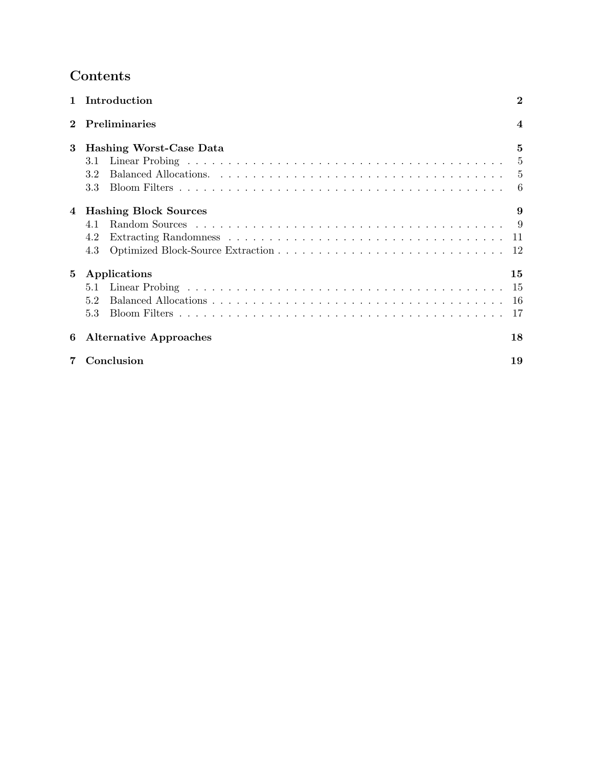## Contents

**1 Introduction** **2**

**2 Preliminaries** **4**

**3 Hashing Worst-Case Data** **5**
- 3.1 Linear Probing . . . . . . . . . . 5
- 3.2 Balanced Allocations. . . . . . . . . . 5
- 3.3 Bloom Filters . . . . . . . . . . 6

**4 Hashing Block Sources** **9**
- 4.1 Random Sources . . . . . . . . . . 9
- 4.2 Extracting Randomness . . . . . . . . . . 11
- 4.3 Optimized Block-Source Extraction . . . . . . . . . . 12

**5 Applications** **15**
- 5.1 Linear Probing . . . . . . . . . . 15
- 5.2 Balanced Allocations . . . . . . . . . . 16
- 5.3 Bloom Filters . . . . . . . . . . 17

**6 Alternative Approaches** **18**

**7 Conclusion** **19**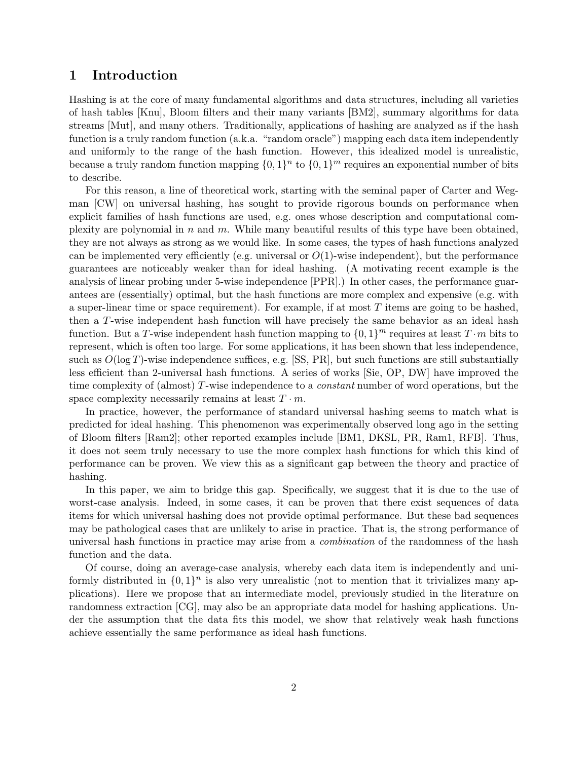## 1 Introduction

Hashing is at the core of many fundamental algorithms and data structures, including all varieties of hash tables [Knu], Bloom filters and their many variants [BM2], summary algorithms for data streams [Mut], and many others. Traditionally, applications of hashing are analyzed as if the hash function is a truly random function (a.k.a. "random oracle") mapping each data item independently and uniformly to the range of the hash function. However, this idealized model is unrealistic, because a truly random function mapping $\{0,1\}^n$ to $\{0,1\}^m$ requires an exponential number of bits to describe.

For this reason, a line of theoretical work, starting with the seminal paper of Carter and Wegman [CW] on universal hashing, has sought to provide rigorous bounds on performance when explicit families of hash functions are used, e.g. ones whose description and computational complexity are polynomial in $n$ and $m$. While many beautiful results of this type have been obtained, they are not always as strong as we would like. In some cases, the types of hash functions analyzed can be implemented very efficiently (e.g. universal or $O(1)$-wise independent), but the performance guarantees are noticeably weaker than for ideal hashing. (A motivating recent example is the analysis of linear probing under 5-wise independence [PPR].) In other cases, the performance guarantees are (essentially) optimal, but the hash functions are more complex and expensive (e.g. with a super-linear time or space requirement). For example, if at most $T$ items are going to be hashed, then a $T$-wise independent hash function will have precisely the same behavior as an ideal hash function. But a $T$-wise independent hash function mapping to $\{0,1\}^m$ requires at least $T \cdot m$ bits to represent, which is often too large. For some applications, it has been shown that less independence, such as $O(\log T)$-wise independence suffices, e.g. [SS, PR], but such functions are still substantially less efficient than 2-universal hash functions. A series of works [Sie, OP, DW] have improved the time complexity of (almost) $T$-wise independence to a *constant* number of word operations, but the space complexity necessarily remains at least $T \cdot m$.

In practice, however, the performance of standard universal hashing seems to match what is predicted for ideal hashing. This phenomenon was experimentally observed long ago in the setting of Bloom filters [Ram2]; other reported examples include [BM1, DKSL, PR, Ram1, RFB]. Thus, it does not seem truly necessary to use the more complex hash functions for which this kind of performance can be proven. We view this as a significant gap between the theory and practice of hashing.

In this paper, we aim to bridge this gap. Specifically, we suggest that it is due to the use of worst-case analysis. Indeed, in some cases, it can be proven that there exist sequences of data items for which universal hashing does not provide optimal performance. But these bad sequences may be pathological cases that are unlikely to arise in practice. That is, the strong performance of universal hash functions in practice may arise from a *combination* of the randomness of the hash function and the data.

Of course, doing an average-case analysis, whereby each data item is independently and uniformly distributed in $\{0,1\}^n$ is also very unrealistic (not to mention that it trivializes many applications). Here we propose that an intermediate model, previously studied in the literature on randomness extraction [CG], may also be an appropriate data model for hashing applications. Under the assumption that the data fits this model, we show that relatively weak hash functions achieve essentially the same performance as ideal hash functions.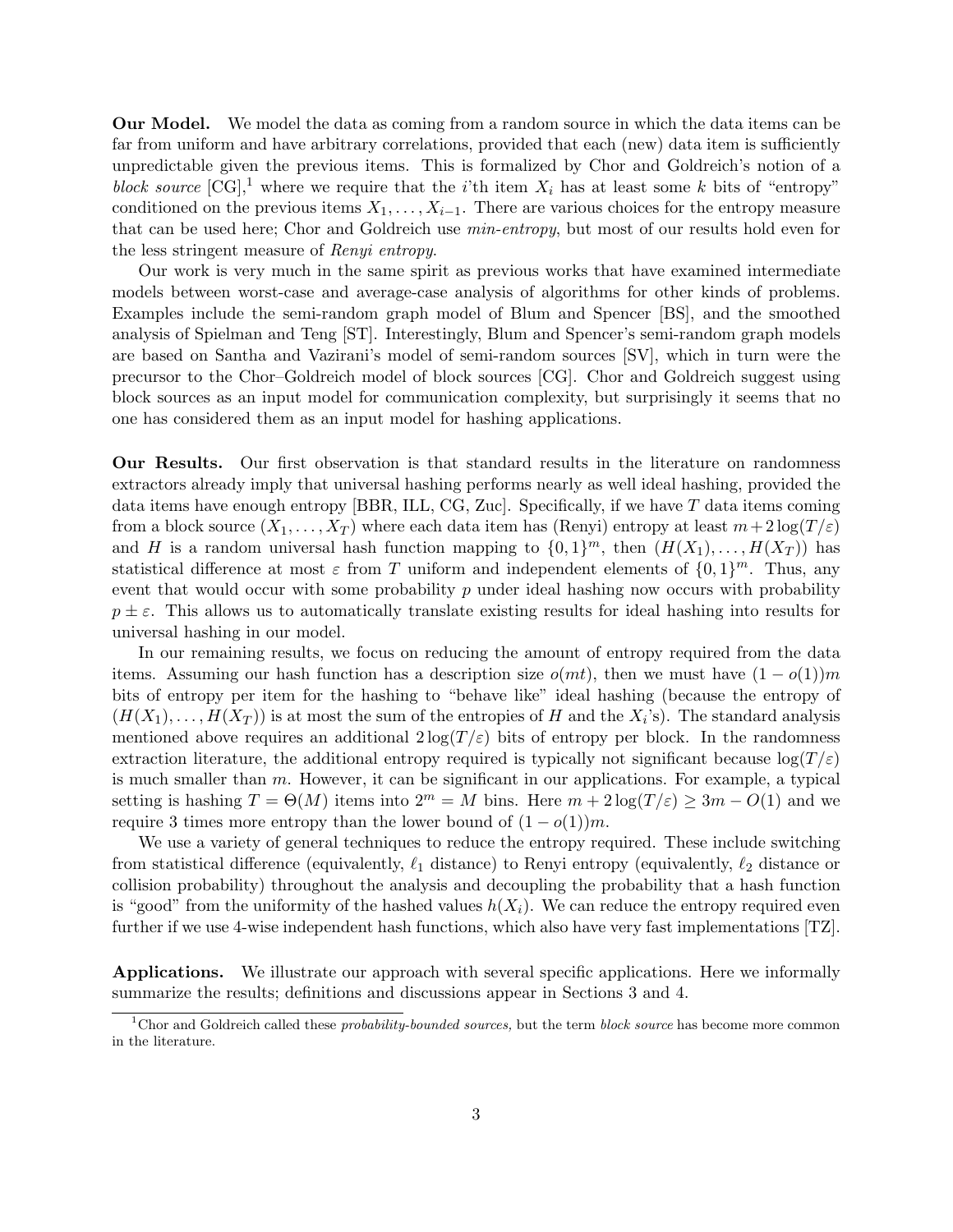**Our Model.** We model the data as coming from a random source in which the data items can be far from uniform and have arbitrary correlations, provided that each (new) data item is sufficiently unpredictable given the previous items. This is formalized by Chor and Goldreich's notion of a *block source* [CG],[1] where we require that the $i$'th item $X_i$ has at least some $k$ bits of "entropy" conditioned on the previous items $X_1, \ldots, X_{i-1}$. There are various choices for the entropy measure that can be used here; Chor and Goldreich use *min-entropy*, but most of our results hold even for the less stringent measure of *Renyi entropy*.

Our work is very much in the same spirit as previous works that have examined intermediate models between worst-case and average-case analysis of algorithms for other kinds of problems. Examples include the semi-random graph model of Blum and Spencer [BS], and the smoothed analysis of Spielman and Teng [ST]. Interestingly, Blum and Spencer's semi-random graph models are based on Santha and Vazirani's model of semi-random sources [SV], which in turn were the precursor to the Chor–Goldreich model of block sources [CG]. Chor and Goldreich suggest using block sources as an input model for communication complexity, but surprisingly it seems that no one has considered them as an input model for hashing applications.

**Our Results.** Our first observation is that standard results in the literature on randomness extractors already imply that universal hashing performs nearly as well ideal hashing, provided the data items have enough entropy [BBR, ILL, CG, Zuc]. Specifically, if we have $T$ data items coming from a block source $(X_1, \ldots, X_T)$ where each data item has (Renyi) entropy at least $m + 2\log(T/\varepsilon)$ and $H$ is a random universal hash function mapping to $\{0,1\}^m$, then $(H(X_1), \ldots, H(X_T))$ has statistical difference at most $\varepsilon$ from $T$ uniform and independent elements of $\{0,1\}^m$. Thus, any event that would occur with some probability $p$ under ideal hashing now occurs with probability $p \pm \varepsilon$. This allows us to automatically translate existing results for ideal hashing into results for universal hashing in our model.

In our remaining results, we focus on reducing the amount of entropy required from the data items. Assuming our hash function has a description size $o(mt)$, then we must have $(1 - o(1))m$ bits of entropy per item for the hashing to "behave like" ideal hashing (because the entropy of $(H(X_1), \ldots, H(X_T))$ is at most the sum of the entropies of $H$ and the $X_i$'s). The standard analysis mentioned above requires an additional $2\log(T/\varepsilon)$ bits of entropy per block. In the randomness extraction literature, the additional entropy required is typically not significant because $\log(T/\varepsilon)$ is much smaller than $m$. However, it can be significant in our applications. For example, a typical setting is hashing $T = \Theta(M)$ items into $2^m = M$ bins. Here $m + 2\log(T/\varepsilon) \geq 3m - O(1)$ and we require 3 times more entropy than the lower bound of $(1 - o(1))m$.

We use a variety of general techniques to reduce the entropy required. These include switching from statistical difference (equivalently, $\ell_1$ distance) to Renyi entropy (equivalently, $\ell_2$ distance or collision probability) throughout the analysis and decoupling the probability that a hash function is "good" from the uniformity of the hashed values $h(X_i)$. We can reduce the entropy required even further if we use 4-wise independent hash functions, which also have very fast implementations [TZ].

**Applications.** We illustrate our approach with several specific applications. Here we informally summarize the results; definitions and discussions appear in Sections 3 and 4.

[1] Chor and Goldreich called these *probability-bounded sources,* but the term *block source* has become more common in the literature.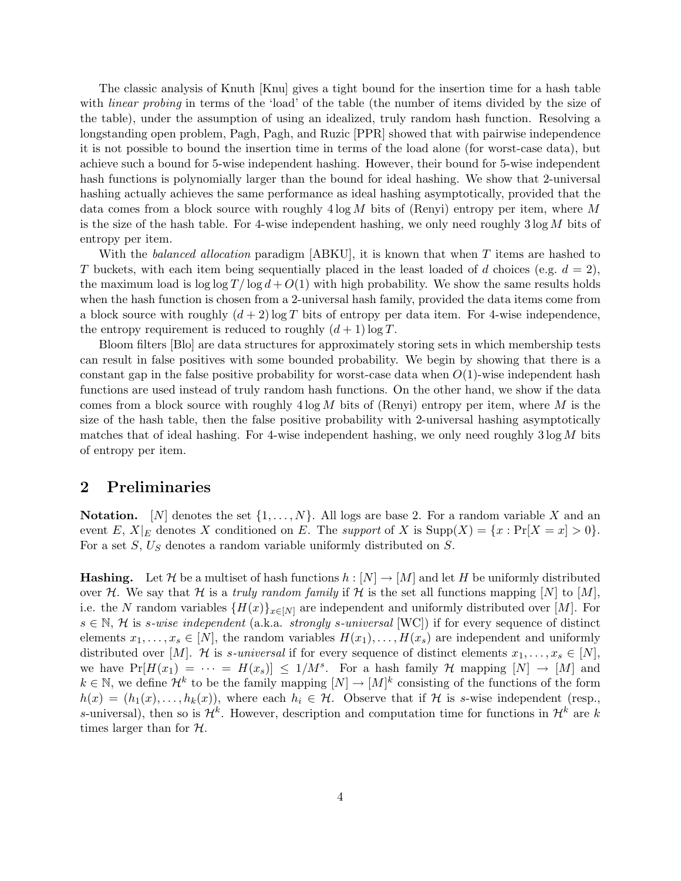The classic analysis of Knuth [Knu] gives a tight bound for the insertion time for a hash table with *linear probing* in terms of the 'load' of the table (the number of items divided by the size of the table), under the assumption of using an idealized, truly random hash function. Resolving a longstanding open problem, Pagh, Pagh, and Ruzic [PPR] showed that with pairwise independence it is not possible to bound the insertion time in terms of the load alone (for worst-case data), but achieve such a bound for 5-wise independent hashing. However, their bound for 5-wise independent hash functions is polynomially larger than the bound for ideal hashing. We show that 2-universal hashing actually achieves the same performance as ideal hashing asymptotically, provided that the data comes from a block source with roughly $4 \log M$ bits of (Renyi) entropy per item, where $M$ is the size of the hash table. For 4-wise independent hashing, we only need roughly $3 \log M$ bits of entropy per item.

With the *balanced allocation* paradigm [ABKU], it is known that when $T$ items are hashed to $T$ buckets, with each item being sequentially placed in the least loaded of $d$ choices (e.g. $d = 2$), the maximum load is $\log \log T / \log d + O(1)$ with high probability. We show the same results holds when the hash function is chosen from a 2-universal hash family, provided the data items come from a block source with roughly $(d + 2) \log T$ bits of entropy per data item. For 4-wise independence, the entropy requirement is reduced to roughly $(d + 1) \log T$.

Bloom filters [Blo] are data structures for approximately storing sets in which membership tests can result in false positives with some bounded probability. We begin by showing that there is a constant gap in the false positive probability for worst-case data when $O(1)$-wise independent hash functions are used instead of truly random hash functions. On the other hand, we show if the data comes from a block source with roughly $4 \log M$ bits of (Renyi) entropy per item, where $M$ is the size of the hash table, then the false positive probability with 2-universal hashing asymptotically matches that of ideal hashing. For 4-wise independent hashing, we only need roughly $3 \log M$ bits of entropy per item.

## 2 Preliminaries

**Notation.** $[N]$ denotes the set $\{1, \ldots, N\}$. All logs are base 2. For a random variable $X$ and an event $E$, $X|_E$ denotes $X$ conditioned on $E$. The *support* of $X$ is $\text{Supp}(X) = \{x : \Pr[X = x] > 0\}$. For a set $S$, $U_S$ denotes a random variable uniformly distributed on $S$.

**Hashing.** Let $\mathcal{H}$ be a multiset of hash functions $h : [N] \to [M]$ and let $H$ be uniformly distributed over $\mathcal{H}$. We say that $\mathcal{H}$ is a *truly random family* if $\mathcal{H}$ is the set all functions mapping $[N]$ to $[M]$, i.e. the $N$ random variables $\{H(x)\}_{x \in [N]}$ are independent and uniformly distributed over $[M]$. For $s \in \mathbb{N}$, $\mathcal{H}$ is *s-wise independent* (a.k.a. *strongly s-universal* [WC]) if for every sequence of distinct elements $x_1, \ldots, x_s \in [N]$, the random variables $H(x_1), \ldots, H(x_s)$ are independent and uniformly distributed over $[M]$. $\mathcal{H}$ is *s-universal* if for every sequence of distinct elements $x_1, \ldots, x_s \in [N]$, we have $\Pr[H(x_1) = \cdots = H(x_s)] \leq 1/M^s$. For a hash family $\mathcal{H}$ mapping $[N] \to [M]$ and $k \in \mathbb{N}$, we define $\mathcal{H}^k$ to be the family mapping $[N] \to [M]^k$ consisting of the functions of the form $h(x) = (h_1(x), \ldots, h_k(x))$, where each $h_i \in \mathcal{H}$. Observe that if $\mathcal{H}$ is $s$-wise independent (resp., $s$-universal), then so is $\mathcal{H}^k$. However, description and computation time for functions in $\mathcal{H}^k$ are $k$ times larger than for $\mathcal{H}$.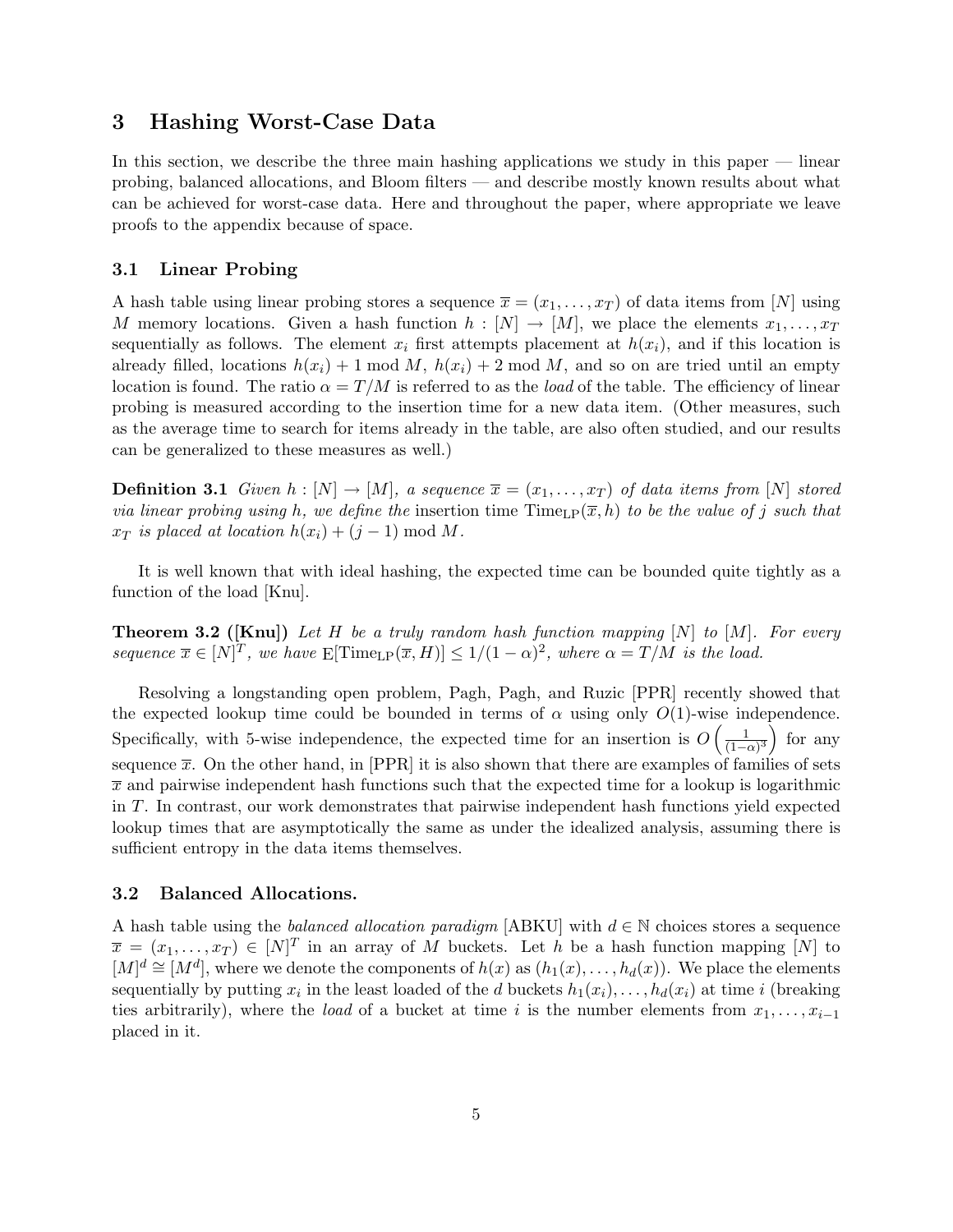## 3 Hashing Worst-Case Data

In this section, we describe the three main hashing applications we study in this paper — linear probing, balanced allocations, and Bloom filters — and describe mostly known results about what can be achieved for worst-case data. Here and throughout the paper, where appropriate we leave proofs to the appendix because of space.

### 3.1 Linear Probing

A hash table using linear probing stores a sequence $\overline{x} = (x_1, \ldots, x_T)$ of data items from $[N]$ using $M$ memory locations. Given a hash function $h : [N] \to [M]$, we place the elements $x_1, \ldots, x_T$ sequentially as follows. The element $x_i$ first attempts placement at $h(x_i)$, and if this location is already filled, locations $h(x_i) + 1 \bmod M$, $h(x_i) + 2 \bmod M$, and so on are tried until an empty location is found. The ratio $\alpha = T/M$ is referred to as the *load* of the table. The efficiency of linear probing is measured according to the insertion time for a new data item. (Other measures, such as the average time to search for items already in the table, are also often studied, and our results can be generalized to these measures as well.)

**Definition 3.1** *Given $h : [N] \to [M]$, a sequence $\overline{x} = (x_1, \ldots, x_T)$ of data items from $[N]$ stored via linear probing using $h$, we define the* insertion time $\mathrm{Time}_{\mathrm{LP}}(\overline{x}, h)$ *to be the value of $j$ such that $x_T$ is placed at location $h(x_i) + (j-1) \bmod M$.*

It is well known that with ideal hashing, the expected time can be bounded quite tightly as a function of the load [Knu].

**Theorem 3.2 ([Knu])** *Let $H$ be a truly random hash function mapping $[N]$ to $[M]$. For every sequence $\overline{x} \in [N]^T$, we have $\mathrm{E}[\mathrm{Time}_{\mathrm{LP}}(\overline{x}, H)] \leq 1/(1-\alpha)^2$, where $\alpha = T/M$ is the load.*

Resolving a longstanding open problem, Pagh, Pagh, and Ruzic [PPR] recently showed that the expected lookup time could be bounded in terms of $\alpha$ using only $O(1)$-wise independence. Specifically, with 5-wise independence, the expected time for an insertion is $O\left(\frac{1}{(1-\alpha)^3}\right)$ for any sequence $\overline{x}$. On the other hand, in [PPR] it is also shown that there are examples of families of sets $\overline{x}$ and pairwise independent hash functions such that the expected time for a lookup is logarithmic in $T$. In contrast, our work demonstrates that pairwise independent hash functions yield expected lookup times that are asymptotically the same as under the idealized analysis, assuming there is sufficient entropy in the data items themselves.

### 3.2 Balanced Allocations.

A hash table using the *balanced allocation paradigm* [ABKU] with $d \in \mathbb{N}$ choices stores a sequence $\overline{x} = (x_1, \ldots, x_T) \in [N]^T$ in an array of $M$ buckets. Let $h$ be a hash function mapping $[N]$ to $[M]^d \cong [M^d]$, where we denote the components of $h(x)$ as $(h_1(x), \ldots, h_d(x))$. We place the elements sequentially by putting $x_i$ in the least loaded of the $d$ buckets $h_1(x_i), \ldots, h_d(x_i)$ at time $i$ (breaking ties arbitrarily), where the *load* of a bucket at time $i$ is the number elements from $x_1, \ldots, x_{i-1}$ placed in it.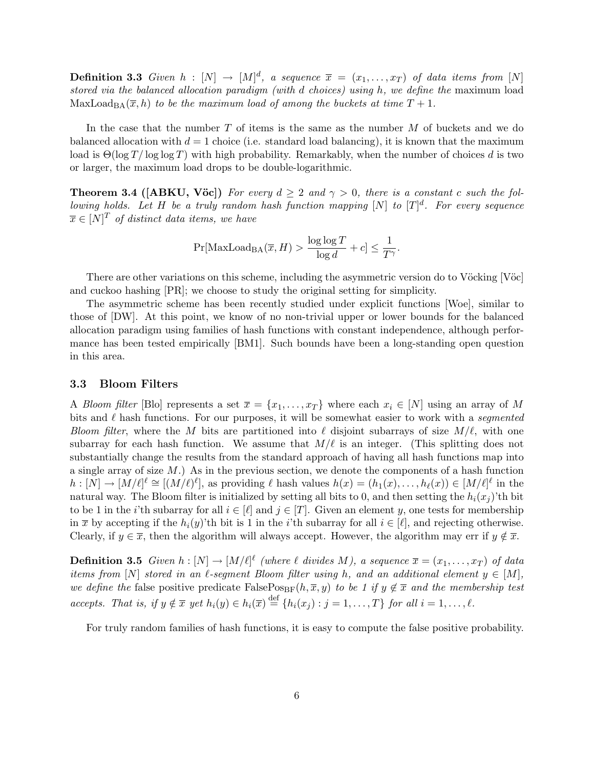**Definition 3.3** *Given $h : [N] \to [M]^d$, a sequence $\overline{x} = (x_1, \ldots, x_T)$ of data items from $[N]$ stored via the balanced allocation paradigm (with d choices) using h, we define the* maximum load $\text{MaxLoad}_{\text{BA}}(\overline{x}, h)$ *to be the maximum load of among the buckets at time $T + 1$.*

In the case that the number $T$ of items is the same as the number $M$ of buckets and we do balanced allocation with $d = 1$ choice (i.e. standard load balancing), it is known that the maximum load is $\Theta(\log T / \log \log T)$ with high probability. Remarkably, when the number of choices $d$ is two or larger, the maximum load drops to be double-logarithmic.

**Theorem 3.4 ([ABKU, Vöc])** *For every $d \geq 2$ and $\gamma > 0$, there is a constant c such the following holds. Let H be a truly random hash function mapping $[N]$ to $[T]^d$. For every sequence $\overline{x} \in [N]^T$ of distinct data items, we have*

$$\Pr[\text{MaxLoad}_{\text{BA}}(\overline{x}, H) > \frac{\log \log T}{\log d} + c] \leq \frac{1}{T^\gamma}.$$

There are other variations on this scheme, including the asymmetric version do to Vöcking [Vöc] and cuckoo hashing [PR]; we choose to study the original setting for simplicity.

The asymmetric scheme has been recently studied under explicit functions [Woe], similar to those of [DW]. At this point, we know of no non-trivial upper or lower bounds for the balanced allocation paradigm using families of hash functions with constant independence, although performance has been tested empirically [BM1]. Such bounds have been a long-standing open question in this area.

### 3.3 Bloom Filters

A *Bloom filter* [Blo] represents a set $\overline{x} = \{x_1, \ldots, x_T\}$ where each $x_i \in [N]$ using an array of $M$ bits and $\ell$ hash functions. For our purposes, it will be somewhat easier to work with a *segmented Bloom filter*, where the $M$ bits are partitioned into $\ell$ disjoint subarrays of size $M/\ell$, with one subarray for each hash function. We assume that $M/\ell$ is an integer. (This splitting does not substantially change the results from the standard approach of having all hash functions map into a single array of size $M$.) As in the previous section, we denote the components of a hash function $h : [N] \to [M/\ell]^\ell \cong [(M/\ell)^\ell]$, as providing $\ell$ hash values $h(x) = (h_1(x), \ldots, h_\ell(x)) \in [M/\ell]^\ell$ in the natural way. The Bloom filter is initialized by setting all bits to 0, and then setting the $h_i(x_j)$'th bit to be 1 in the $i$'th subarray for all $i \in [\ell]$ and $j \in [T]$. Given an element $y$, one tests for membership in $\overline{x}$ by accepting if the $h_i(y)$'th bit is 1 in the $i$'th subarray for all $i \in [\ell]$, and rejecting otherwise. Clearly, if $y \in \overline{x}$, then the algorithm will always accept. However, the algorithm may err if $y \notin \overline{x}$.

**Definition 3.5** *Given $h : [N] \to [M/\ell]^\ell$ (where $\ell$ divides $M$), a sequence $\overline{x} = (x_1, \ldots, x_T)$ of data items from $[N]$ stored in an $\ell$-segment Bloom filter using h, and an additional element $y \in [M]$, we define the* false positive predicate $\text{FalsePos}_{\text{BF}}(h, \overline{x}, y)$ *to be 1 if $y \notin \overline{x}$ and the membership test accepts. That is, if $y \notin \overline{x}$ yet $h_i(y) \in h_i(\overline{x}) \stackrel{\text{def}}{=} \{h_i(x_j) : j = 1, \ldots, T\}$ for all $i = 1, \ldots, \ell$.*

For truly random families of hash functions, it is easy to compute the false positive probability.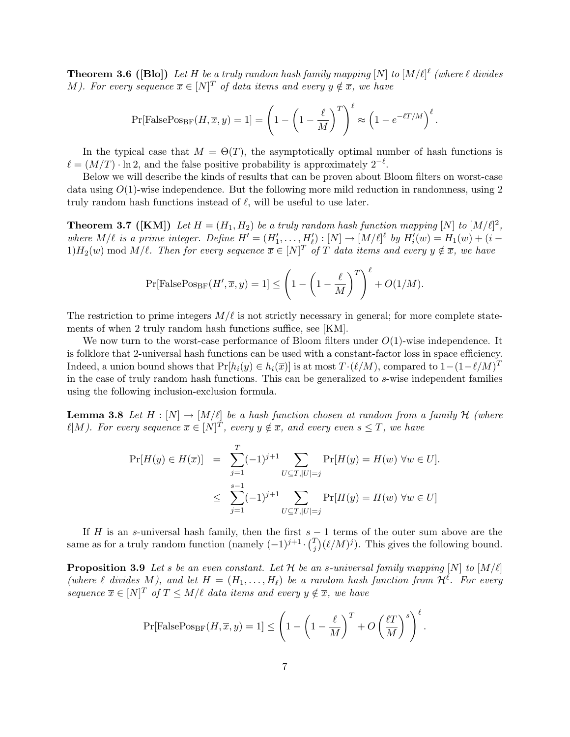**Theorem 3.6 ([Blo])** *Let $H$ be a truly random hash family mapping $[N]$ to $[M/\ell]^\ell$ (where $\ell$ divides $M$). For every sequence $\overline{x} \in [N]^T$ of data items and every $y \notin \overline{x}$, we have*

$$\Pr[\mathrm{FalsePos_{BF}}(H, \overline{x}, y) = 1] = \left(1 - \left(1 - \frac{\ell}{M}\right)^T\right)^\ell \approx \left(1 - e^{-\ell T/M}\right)^\ell.$$

In the typical case that $M = \Theta(T)$, the asymptotically optimal number of hash functions is $\ell = (M/T) \cdot \ln 2$, and the false positive probability is approximately $2^{-\ell}$.

Below we will describe the kinds of results that can be proven about Bloom filters on worst-case data using $O(1)$-wise independence. But the following more mild reduction in randomness, using 2 truly random hash functions instead of $\ell$, will be useful to use later.

**Theorem 3.7 ([KM])** *Let $H = (H_1, H_2)$ be a truly random hash function mapping $[N]$ to $[M/\ell]^2$, where $M/\ell$ is a prime integer. Define $H' = (H'_1, \ldots, H'_\ell) : [N] \to [M/\ell]^\ell$ by $H'_i(w) = H_1(w) + (i - 1)H_2(w) \bmod M/\ell$. Then for every sequence $\overline{x} \in [N]^T$ of $T$ data items and every $y \notin \overline{x}$, we have*

$$\Pr[\mathrm{FalsePos_{BF}}(H', \overline{x}, y) = 1] \leq \left(1 - \left(1 - \frac{\ell}{M}\right)^T\right)^\ell + O(1/M).$$

The restriction to prime integers $M/\ell$ is not strictly necessary in general; for more complete statements of when 2 truly random hash functions suffice, see [KM].

We now turn to the worst-case performance of Bloom filters under $O(1)$-wise independence. It is folklore that 2-universal hash functions can be used with a constant-factor loss in space efficiency. Indeed, a union bound shows that $\Pr[h_i(y) \in h_i(\overline{x})]$ is at most $T \cdot (\ell/M)$, compared to $1 - (1 - \ell/M)^T$ in the case of truly random hash functions. This can be generalized to $s$-wise independent families using the following inclusion-exclusion formula.

**Lemma 3.8** *Let $H : [N] \to [M/\ell]$ be a hash function chosen at random from a family $\mathcal{H}$ (where $\ell | M$). For every sequence $\overline{x} \in [N]^T$, every $y \notin \overline{x}$, and every even $s \leq T$, we have*

$$\begin{aligned}
\Pr[H(y) \in H(\overline{x})] &= \sum_{j=1}^{T} (-1)^{j+1} \sum_{U \subseteq T, |U| = j} \Pr[H(y) = H(w)\ \forall w \in U]. \\
&\leq \sum_{j=1}^{s-1} (-1)^{j+1} \sum_{U \subseteq T, |U| = j} \Pr[H(y) = H(w)\ \forall w \in U]
\end{aligned}$$

If $H$ is an $s$-universal hash family, then the first $s - 1$ terms of the outer sum above are the same as for a truly random function (namely $(-1)^{j+1} \cdot \binom{T}{j}(\ell/M)^j$). This gives the following bound.

**Proposition 3.9** *Let $s$ be an even constant. Let $\mathcal{H}$ be an $s$-universal family mapping $[N]$ to $[M/\ell]$ (where $\ell$ divides $M$), and let $H = (H_1, \ldots, H_\ell)$ be a random hash function from $\mathcal{H}^\ell$. For every sequence $\overline{x} \in [N]^T$ of $T \leq M/\ell$ data items and every $y \notin \overline{x}$, we have*

$$\Pr[\mathrm{FalsePos_{BF}}(H, \overline{x}, y) = 1] \leq \left(1 - \left(1 - \frac{\ell}{M}\right)^T + O\left(\frac{\ell T}{M}\right)^s\right)^\ell.$$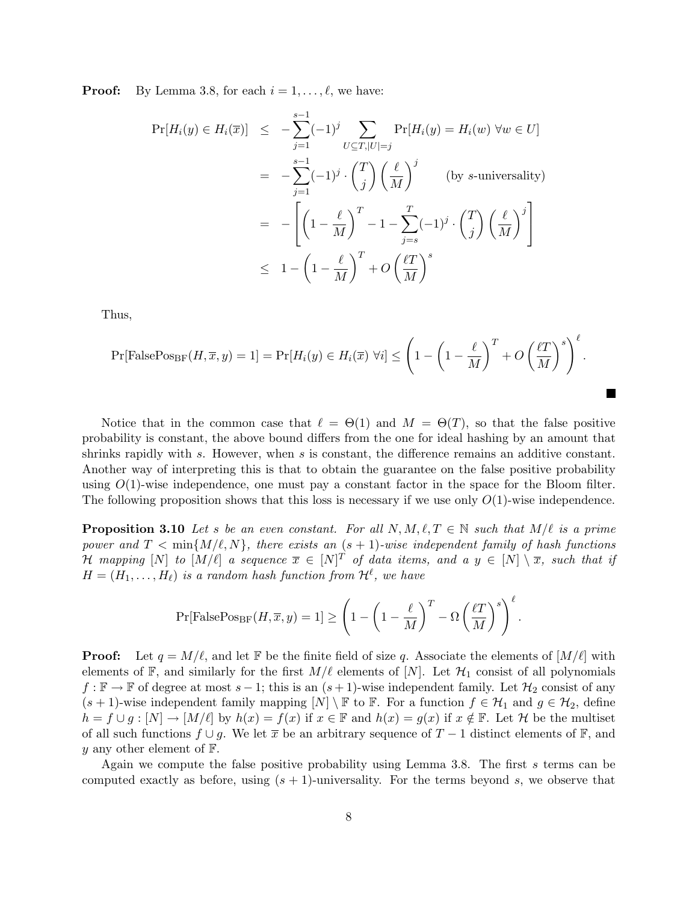**Proof:** By Lemma 3.8, for each $i = 1, \ldots, \ell$, we have:

$$
\begin{aligned}
\Pr[H_i(y) \in H_i(\overline{x})] &\leq -\sum_{j=1}^{s-1} (-1)^j \sum_{U \subseteq T, |U|=j} \Pr[H_i(y) = H_i(w)\ \forall w \in U] \\
&= -\sum_{j=1}^{s-1} (-1)^j \cdot \binom{T}{j} \left(\frac{\ell}{M}\right)^j \qquad \text{(by } s\text{-universality)} \\
&= -\left[\left(1 - \frac{\ell}{M}\right)^T - 1 - \sum_{j=s}^{T} (-1)^j \cdot \binom{T}{j} \left(\frac{\ell}{M}\right)^j\right] \\
&\leq 1 - \left(1 - \frac{\ell}{M}\right)^T + O\left(\frac{\ell T}{M}\right)^s
\end{aligned}
$$

Thus,

$$
\Pr[\text{FalsePos}_{\text{BF}}(H, \overline{x}, y) = 1] = \Pr[H_i(y) \in H_i(\overline{x})\ \forall i] \leq \left(1 - \left(1 - \frac{\ell}{M}\right)^T + O\left(\frac{\ell T}{M}\right)^s\right)^\ell .
$$

■

Notice that in the common case that $\ell = \Theta(1)$ and $M = \Theta(T)$, so that the false positive probability is constant, the above bound differs from the one for ideal hashing by an amount that shrinks rapidly with $s$. However, when $s$ is constant, the difference remains an additive constant. Another way of interpreting this is that to obtain the guarantee on the false positive probability using $O(1)$-wise independence, one must pay a constant factor in the space for the Bloom filter. The following proposition shows that this loss is necessary if we use only $O(1)$-wise independence.

**Proposition 3.10** *Let $s$ be an even constant. For all $N, M, \ell, T \in \mathbb{N}$ such that $M/\ell$ is a prime power and $T < \min\{M/\ell, N\}$, there exists an $(s+1)$-wise independent family of hash functions $\mathcal{H}$ mapping $[N]$ to $[M/\ell]$ a sequence $\overline{x} \in [N]^T$ of data items, and a $y \in [N] \setminus \overline{x}$, such that if $H = (H_1, \ldots, H_\ell)$ is a random hash function from $\mathcal{H}^\ell$, we have*

$$
\Pr[\text{FalsePos}_{\text{BF}}(H, \overline{x}, y) = 1] \geq \left(1 - \left(1 - \frac{\ell}{M}\right)^T - \Omega\left(\frac{\ell T}{M}\right)^s\right)^\ell .
$$

**Proof:** Let $q = M/\ell$, and let $\mathbb{F}$ be the finite field of size $q$. Associate the elements of $[M/\ell]$ with elements of $\mathbb{F}$, and similarly for the first $M/\ell$ elements of $[N]$. Let $\mathcal{H}_1$ consist of all polynomials $f : \mathbb{F} \to \mathbb{F}$ of degree at most $s - 1$; this is an $(s+1)$-wise independent family. Let $\mathcal{H}_2$ consist of any $(s+1)$-wise independent family mapping $[N] \setminus \mathbb{F}$ to $\mathbb{F}$. For a function $f \in \mathcal{H}_1$ and $g \in \mathcal{H}_2$, define $h = f \cup g : [N] \to [M/\ell]$ by $h(x) = f(x)$ if $x \in \mathbb{F}$ and $h(x) = g(x)$ if $x \notin \mathbb{F}$. Let $\mathcal{H}$ be the multiset of all such functions $f \cup g$. We let $\overline{x}$ be an arbitrary sequence of $T - 1$ distinct elements of $\mathbb{F}$, and $y$ any other element of $\mathbb{F}$.

Again we compute the false positive probability using Lemma 3.8. The first $s$ terms can be computed exactly as before, using $(s+1)$-universality. For the terms beyond $s$, we observe that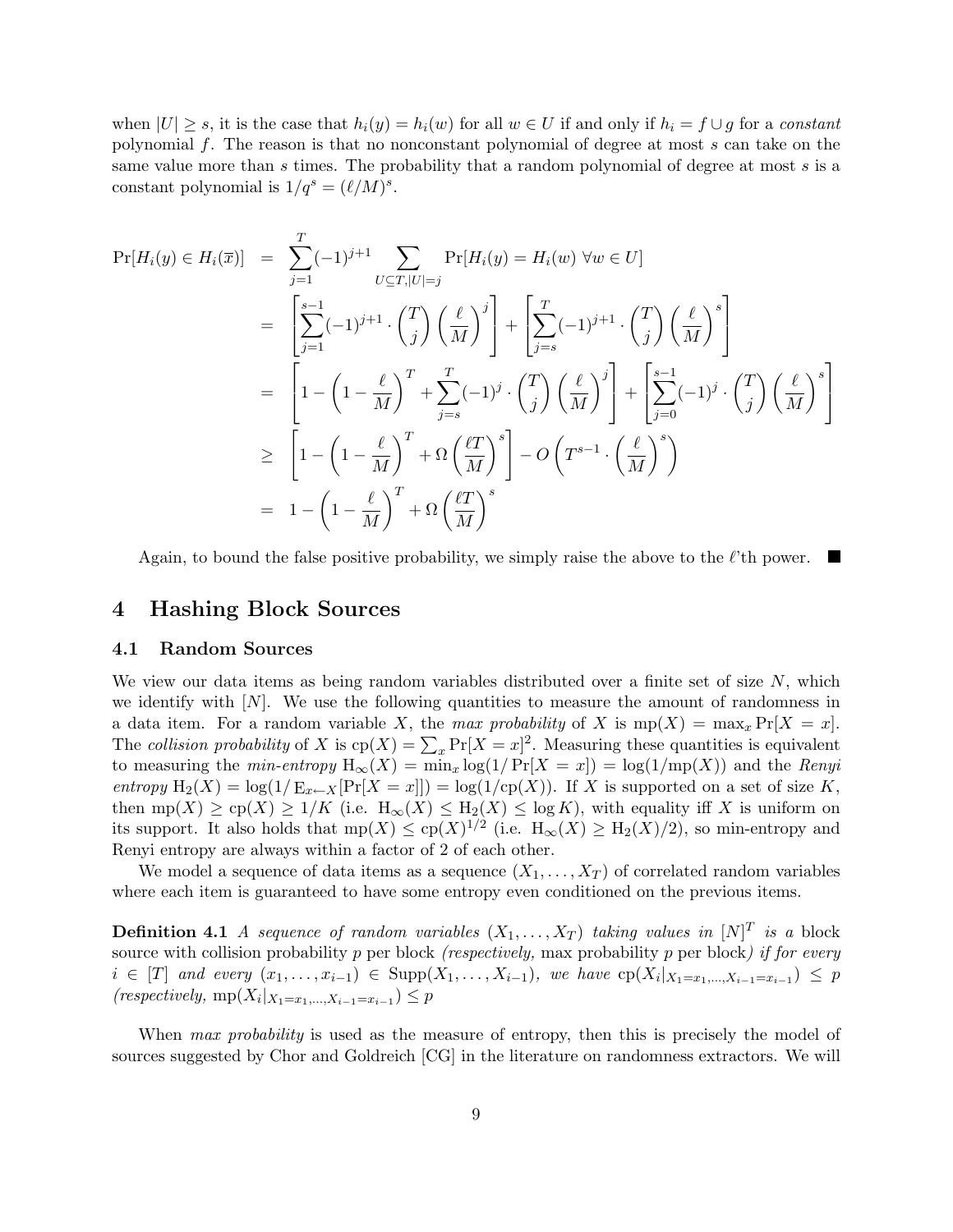when $|U| \geq s$, it is the case that $h_i(y) = h_i(w)$ for all $w \in U$ if and only if $h_i = f \cup g$ for a *constant* polynomial $f$. The reason is that no nonconstant polynomial of degree at most $s$ can take on the same value more than $s$ times. The probability that a random polynomial of degree at most $s$ is a constant polynomial is $1/q^s = (\ell/M)^s$.

$$
\begin{aligned}
\Pr[H_i(y) \in H_i(\overline{x})] &= \sum_{j=1}^{T} (-1)^{j+1} \sum_{U \subseteq T, |U|=j} \Pr[H_i(y) = H_i(w)\ \forall w \in U] \\
&= \left[ \sum_{j=1}^{s-1} (-1)^{j+1} \cdot \binom{T}{j} \left(\frac{\ell}{M}\right)^j \right] + \left[ \sum_{j=s}^{T} (-1)^{j+1} \cdot \binom{T}{j} \left(\frac{\ell}{M}\right)^s \right] \\
&= \left[ 1 - \left(1 - \frac{\ell}{M}\right)^T + \sum_{j=s}^{T} (-1)^j \cdot \binom{T}{j} \left(\frac{\ell}{M}\right)^j \right] + \left[ \sum_{j=0}^{s-1} (-1)^j \cdot \binom{T}{j} \left(\frac{\ell}{M}\right)^s \right] \\
&\geq \left[ 1 - \left(1 - \frac{\ell}{M}\right)^T + \Omega\left(\frac{\ell T}{M}\right)^s \right] - O\left( T^{s-1} \cdot \left(\frac{\ell}{M}\right)^s \right) \\
&= 1 - \left(1 - \frac{\ell}{M}\right)^T + \Omega\left(\frac{\ell T}{M}\right)^s
\end{aligned}
$$

Again, to bound the false positive probability, we simply raise the above to the $\ell$'th power. ■

# 4 Hashing Block Sources

## 4.1 Random Sources

We view our data items as being random variables distributed over a finite set of size $N$, which we identify with $[N]$. We use the following quantities to measure the amount of randomness in a data item. For a random variable $X$, the *max probability* of $X$ is $\mathrm{mp}(X) = \max_x \Pr[X = x]$. The *collision probability* of $X$ is $\mathrm{cp}(X) = \sum_x \Pr[X = x]^2$. Measuring these quantities is equivalent to measuring the *min-entropy* $\mathrm{H}_\infty(X) = \min_x \log(1/\Pr[X = x]) = \log(1/\mathrm{mp}(X))$ and the *Renyi entropy* $\mathrm{H}_2(X) = \log(1/\mathrm{E}_{x \leftarrow X}[\Pr[X = x]]) = \log(1/\mathrm{cp}(X))$. If $X$ is supported on a set of size $K$, then $\mathrm{mp}(X) \geq \mathrm{cp}(X) \geq 1/K$ (i.e. $\mathrm{H}_\infty(X) \leq \mathrm{H}_2(X) \leq \log K$), with equality iff $X$ is uniform on its support. It also holds that $\mathrm{mp}(X) \leq \mathrm{cp}(X)^{1/2}$ (i.e. $\mathrm{H}_\infty(X) \geq \mathrm{H}_2(X)/2$), so min-entropy and Renyi entropy are always within a factor of 2 of each other.

We model a sequence of data items as a sequence $(X_1, \ldots, X_T)$ of correlated random variables where each item is guaranteed to have some entropy even conditioned on the previous items.

**Definition 4.1** *A sequence of random variables $(X_1, \ldots, X_T)$ taking values in $[N]^T$ is a* block source with collision probability $p$ per block *(respectively,* max probability $p$ per block*) if for every $i \in [T]$ and every $(x_1, \ldots, x_{i-1}) \in \mathrm{Supp}(X_1, \ldots, X_{i-1})$, we have $\mathrm{cp}(X_i|_{X_1=x_1,\ldots,X_{i-1}=x_{i-1}}) \leq p$ (respectively, $\mathrm{mp}(X_i|_{X_1=x_1,\ldots,X_{i-1}=x_{i-1}}) \leq p$*

When *max probability* is used as the measure of entropy, then this is precisely the model of sources suggested by Chor and Goldreich [CG] in the literature on randomness extractors. We will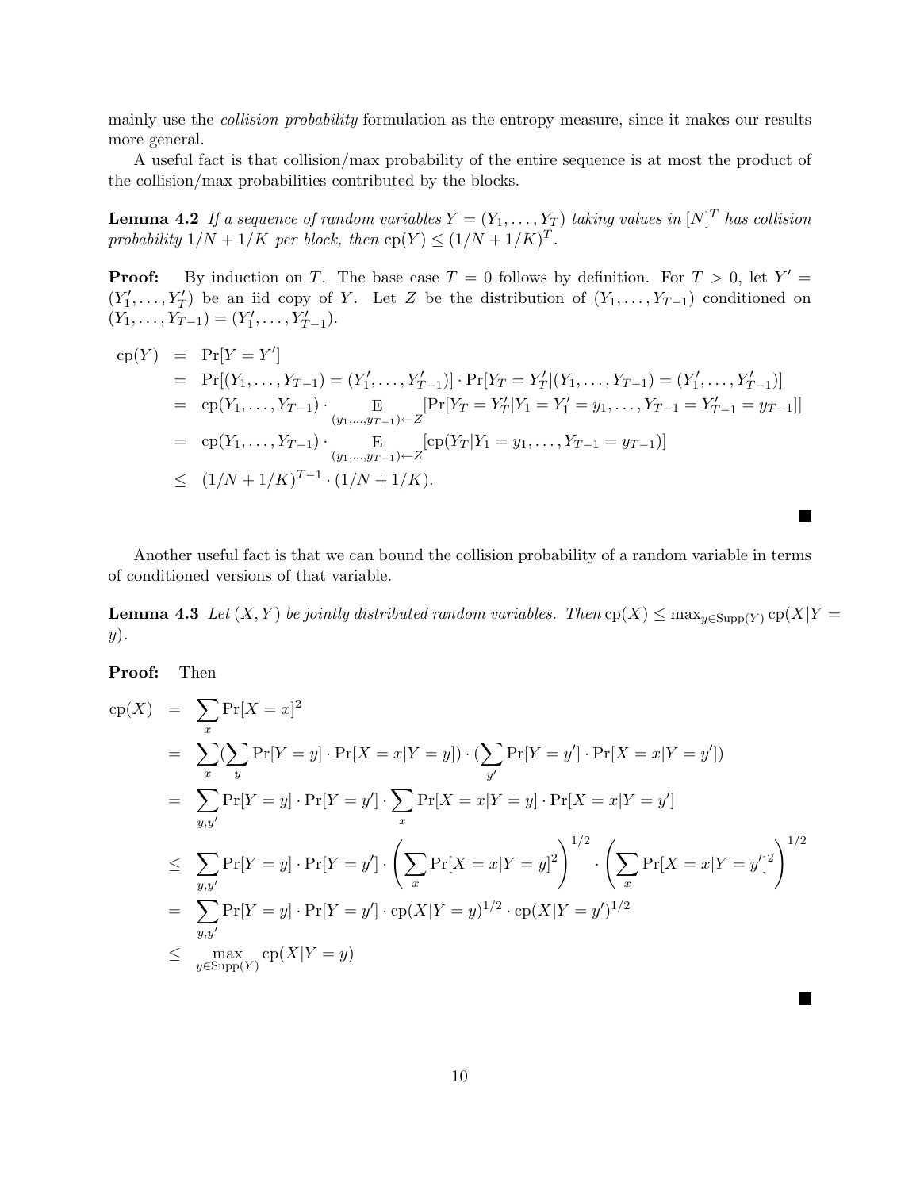mainly use the *collision probability* formulation as the entropy measure, since it makes our results more general.

A useful fact is that collision/max probability of the entire sequence is at most the product of the collision/max probabilities contributed by the blocks.

**Lemma 4.2** *If a sequence of random variables $Y = (Y_1, \ldots, Y_T)$ taking values in $[N]^T$ has collision probability $1/N + 1/K$ per block, then $\mathrm{cp}(Y) \leq (1/N + 1/K)^T$.*

**Proof:** By induction on $T$. The base case $T = 0$ follows by definition. For $T > 0$, let $Y' = (Y_1', \ldots, Y_T')$ be an iid copy of $Y$. Let $Z$ be the distribution of $(Y_1, \ldots, Y_{T-1})$ conditioned on $(Y_1, \ldots, Y_{T-1}) = (Y_1', \ldots, Y_{T-1}')$.

$$
\begin{aligned}
\mathrm{cp}(Y) &= \Pr[Y = Y'] \\
&= \Pr[(Y_1, \ldots, Y_{T-1}) = (Y_1', \ldots, Y_{T-1}')] \cdot \Pr[Y_T = Y_T' | (Y_1, \ldots, Y_{T-1}) = (Y_1', \ldots, Y_{T-1}')] \\
&= \mathrm{cp}(Y_1, \ldots, Y_{T-1}) \cdot \mathop{\mathrm{E}}_{(y_1, \ldots, y_{T-1}) \leftarrow Z}[\Pr[Y_T = Y_T' | Y_1 = Y_1' = y_1, \ldots, Y_{T-1} = Y_{T-1}' = y_{T-1}]] \\
&= \mathrm{cp}(Y_1, \ldots, Y_{T-1}) \cdot \mathop{\mathrm{E}}_{(y_1, \ldots, y_{T-1}) \leftarrow Z}[\mathrm{cp}(Y_T | Y_1 = y_1, \ldots, Y_{T-1} = y_{T-1})] \\
&\leq (1/N + 1/K)^{T-1} \cdot (1/N + 1/K).
\end{aligned}
$$

■

Another useful fact is that we can bound the collision probability of a random variable in terms of conditioned versions of that variable.

**Lemma 4.3** *Let $(X, Y)$ be jointly distributed random variables. Then $\mathrm{cp}(X) \leq \max_{y \in \mathrm{Supp}(Y)} \mathrm{cp}(X|Y = y)$.*

**Proof:** Then

$$
\begin{aligned}
\mathrm{cp}(X) &= \sum_x \Pr[X = x]^2 \\
&= \sum_x \left(\sum_y \Pr[Y = y] \cdot \Pr[X = x | Y = y]\right) \cdot \left(\sum_{y'} \Pr[Y = y'] \cdot \Pr[X = x | Y = y']\right) \\
&= \sum_{y, y'} \Pr[Y = y] \cdot \Pr[Y = y'] \cdot \sum_x \Pr[X = x | Y = y] \cdot \Pr[X = x | Y = y'] \\
&\leq \sum_{y, y'} \Pr[Y = y] \cdot \Pr[Y = y'] \cdot \left(\sum_x \Pr[X = x | Y = y]^2\right)^{1/2} \cdot \left(\sum_x \Pr[X = x | Y = y']^2\right)^{1/2} \\
&= \sum_{y, y'} \Pr[Y = y] \cdot \Pr[Y = y'] \cdot \mathrm{cp}(X | Y = y)^{1/2} \cdot \mathrm{cp}(X | Y = y')^{1/2} \\
&\leq \max_{y \in \mathrm{Supp}(Y)} \mathrm{cp}(X | Y = y)
\end{aligned}
$$

■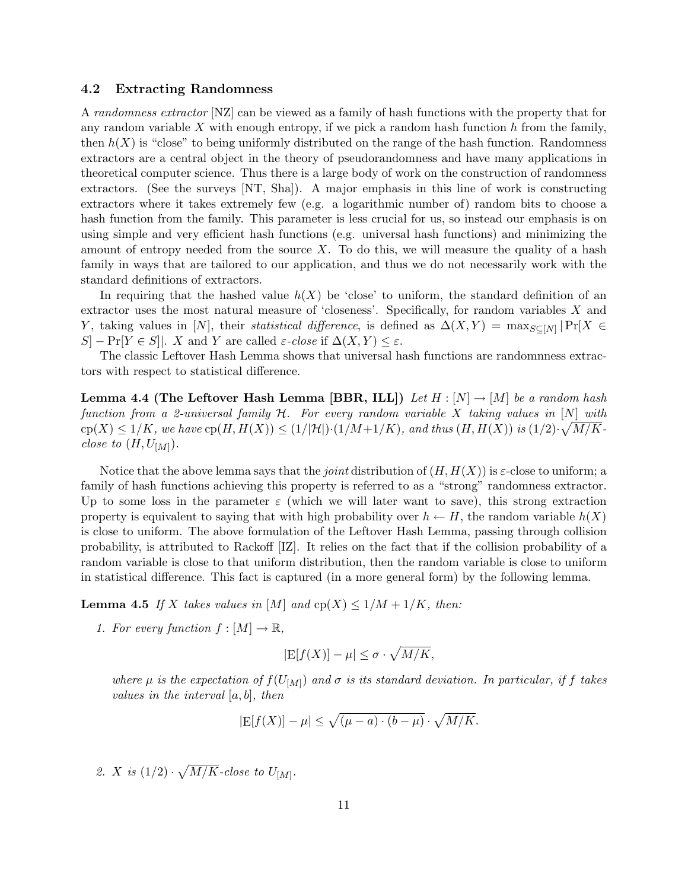### 4.2 Extracting Randomness

A *randomness extractor* [NZ] can be viewed as a family of hash functions with the property that for any random variable $X$ with enough entropy, if we pick a random hash function $h$ from the family, then $h(X)$ is "close" to being uniformly distributed on the range of the hash function. Randomness extractors are a central object in the theory of pseudorandomness and have many applications in theoretical computer science. Thus there is a large body of work on the construction of randomness extractors. (See the surveys [NT, Sha]). A major emphasis in this line of work is constructing extractors where it takes extremely few (e.g. a logarithmic number of) random bits to choose a hash function from the family. This parameter is less crucial for us, so instead our emphasis is on using simple and very efficient hash functions (e.g. universal hash functions) and minimizing the amount of entropy needed from the source $X$. To do this, we will measure the quality of a hash family in ways that are tailored to our application, and thus we do not necessarily work with the standard definitions of extractors.

In requiring that the hashed value $h(X)$ be 'close' to uniform, the standard definition of an extractor uses the most natural measure of 'closeness'. Specifically, for random variables $X$ and $Y$, taking values in $[N]$, their *statistical difference*, is defined as $\Delta(X, Y) = \max_{S \subseteq [N]} |\Pr[X \in S] - \Pr[Y \in S]|$. $X$ and $Y$ are called $\varepsilon$*-close* if $\Delta(X, Y) \leq \varepsilon$.

The classic Leftover Hash Lemma shows that universal hash functions are randomnness extractors with respect to statistical difference.

**Lemma 4.4 (The Leftover Hash Lemma [BBR, ILL])** *Let $H : [N] \to [M]$ be a random hash function from a 2-universal family $\mathcal{H}$. For every random variable $X$ taking values in $[N]$ with $\mathrm{cp}(X) \leq 1/K$, we have $\mathrm{cp}(H, H(X)) \leq (1/|\mathcal{H}|) \cdot (1/M + 1/K)$, and thus $(H, H(X))$ is $(1/2) \cdot \sqrt{M/K}$-close to $(H, U_{[M]})$.*

Notice that the above lemma says that the *joint* distribution of $(H, H(X))$ is $\varepsilon$-close to uniform; a family of hash functions achieving this property is referred to as a "strong" randomness extractor. Up to some loss in the parameter $\varepsilon$ (which we will later want to save), this strong extraction property is equivalent to saying that with high probability over $h \leftarrow H$, the random variable $h(X)$ is close to uniform. The above formulation of the Leftover Hash Lemma, passing through collision probability, is attributed to Rackoff [IZ]. It relies on the fact that if the collision probability of a random variable is close to that uniform distribution, then the random variable is close to uniform in statistical difference. This fact is captured (in a more general form) by the following lemma.

**Lemma 4.5** *If $X$ takes values in $[M]$ and $\mathrm{cp}(X) \leq 1/M + 1/K$, then:*

1. *For every function $f : [M] \to \mathbb{R}$,*

$$|\mathrm{E}[f(X)] - \mu| \leq \sigma \cdot \sqrt{M/K},$$

*where $\mu$ is the expectation of $f(U_{[M]})$ and $\sigma$ is its standard deviation. In particular, if $f$ takes values in the interval $[a, b]$, then*

$$|\mathrm{E}[f(X)] - \mu| \leq \sqrt{(\mu - a) \cdot (b - \mu)} \cdot \sqrt{M/K}.$$

2. *$X$ is $(1/2) \cdot \sqrt{M/K}$-close to $U_{[M]}$.*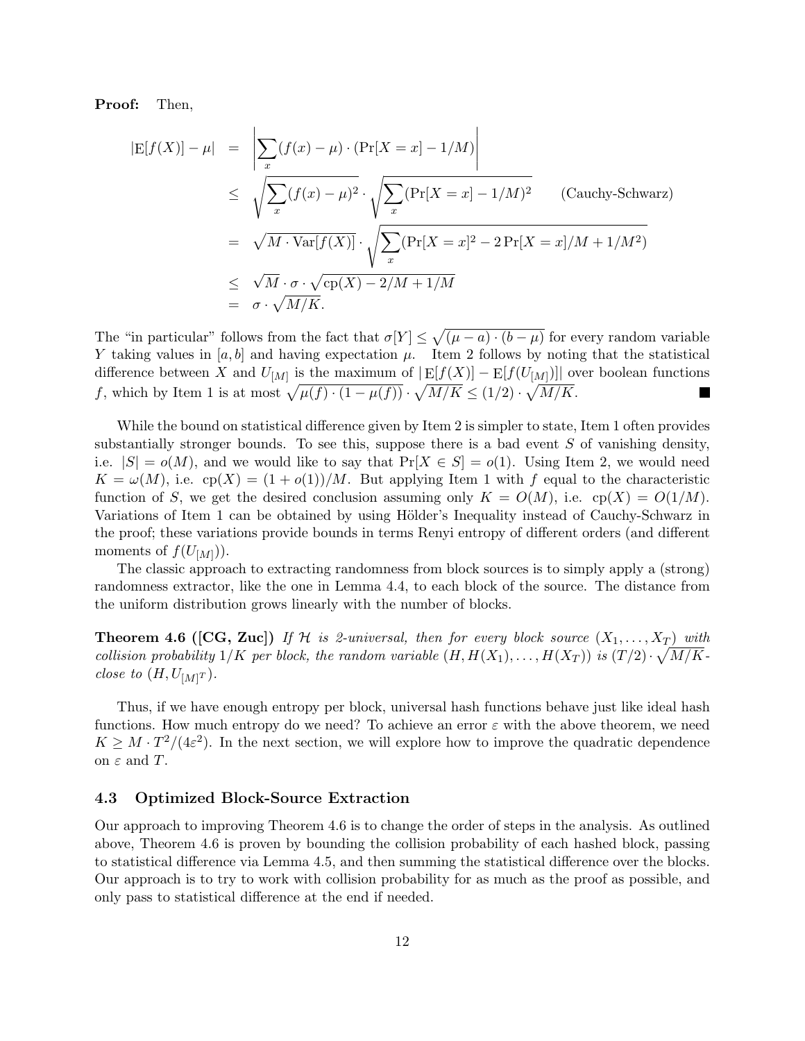**Proof:** Then,

$$
\begin{aligned}
|\mathrm{E}[f(X)] - \mu| &= \left| \sum_x (f(x) - \mu) \cdot (\Pr[X = x] - 1/M) \right| \\
&\leq \sqrt{\sum_x (f(x) - \mu)^2} \cdot \sqrt{\sum_x (\Pr[X = x] - 1/M)^2} \qquad \text{(Cauchy-Schwarz)} \\
&= \sqrt{M \cdot \mathrm{Var}[f(X)]} \cdot \sqrt{\sum_x (\Pr[X = x]^2 - 2\Pr[X = x]/M + 1/M^2)} \\
&\leq \sqrt{M} \cdot \sigma \cdot \sqrt{\mathrm{cp}(X) - 2/M + 1/M} \\
&= \sigma \cdot \sqrt{M/K}.
\end{aligned}
$$

The "in particular" follows from the fact that $\sigma[Y] \leq \sqrt{(\mu - a) \cdot (b - \mu)}$ for every random variable $Y$ taking values in $[a, b]$ and having expectation $\mu$. Item 2 follows by noting that the statistical difference between $X$ and $U_{[M]}$ is the maximum of $|\mathrm{E}[f(X)] - \mathrm{E}[f(U_{[M]})]|$ over boolean functions $f$, which by Item 1 is at most $\sqrt{\mu(f) \cdot (1 - \mu(f))} \cdot \sqrt{M/K} \leq (1/2) \cdot \sqrt{M/K}$. ■

While the bound on statistical difference given by Item 2 is simpler to state, Item 1 often provides substantially stronger bounds. To see this, suppose there is a bad event $S$ of vanishing density, i.e. $|S| = o(M)$, and we would like to say that $\Pr[X \in S] = o(1)$. Using Item 2, we would need $K = \omega(M)$, i.e. $\mathrm{cp}(X) = (1 + o(1))/M$. But applying Item 1 with $f$ equal to the characteristic function of $S$, we get the desired conclusion assuming only $K = O(M)$, i.e. $\mathrm{cp}(X) = O(1/M)$. Variations of Item 1 can be obtained by using Hölder's Inequality instead of Cauchy-Schwarz in the proof; these variations provide bounds in terms Renyi entropy of different orders (and different moments of $f(U_{[M]})$).

The classic approach to extracting randomness from block sources is to simply apply a (strong) randomness extractor, like the one in Lemma 4.4, to each block of the source. The distance from the uniform distribution grows linearly with the number of blocks.

**Theorem 4.6 ([CG, Zuc])** *If $\mathcal{H}$ is 2-universal, then for every block source $(X_1, \ldots, X_T)$ with collision probability $1/K$ per block, the random variable $(H, H(X_1), \ldots, H(X_T))$ is $(T/2) \cdot \sqrt{M/K}$-close to $(H, U_{[M]^T})$.*

Thus, if we have enough entropy per block, universal hash functions behave just like ideal hash functions. How much entropy do we need? To achieve an error $\varepsilon$ with the above theorem, we need $K \geq M \cdot T^2/(4\varepsilon^2)$. In the next section, we will explore how to improve the quadratic dependence on $\varepsilon$ and $T$.

### 4.3 Optimized Block-Source Extraction

Our approach to improving Theorem 4.6 is to change the order of steps in the analysis. As outlined above, Theorem 4.6 is proven by bounding the collision probability of each hashed block, passing to statistical difference via Lemma 4.5, and then summing the statistical difference over the blocks. Our approach is to try to work with collision probability for as much as the proof as possible, and only pass to statistical difference at the end if needed.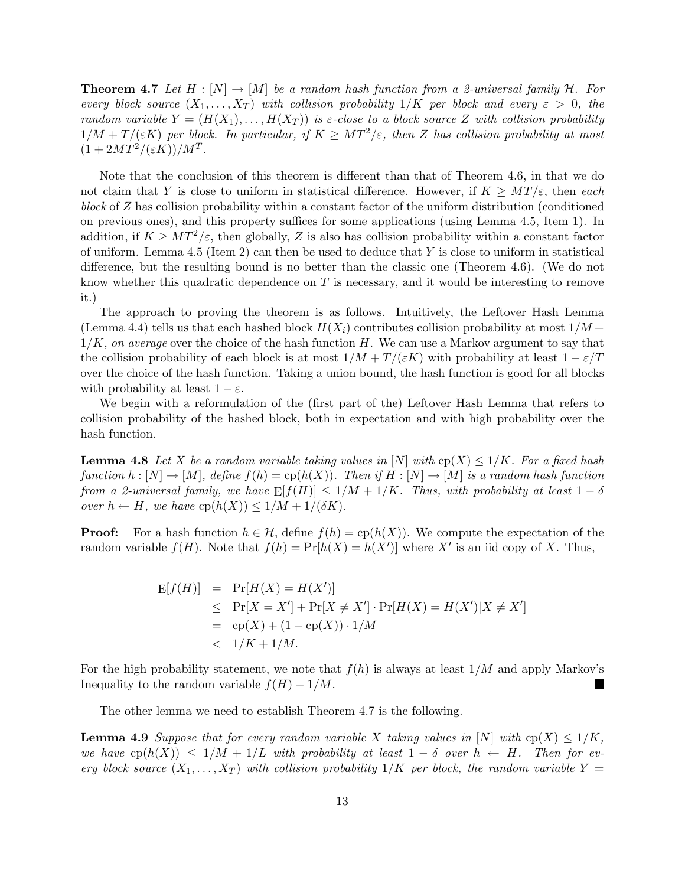**Theorem 4.7** *Let $H : [N] \to [M]$ be a random hash function from a 2-universal family $\mathcal{H}$. For every block source $(X_1, \ldots, X_T)$ with collision probability $1/K$ per block and every $\varepsilon > 0$, the random variable $Y = (H(X_1), \ldots, H(X_T))$ is $\varepsilon$-close to a block source $Z$ with collision probability $1/M + T/(\varepsilon K)$ per block. In particular, if $K \geq MT^2/\varepsilon$, then $Z$ has collision probability at most $(1 + 2MT^2/(\varepsilon K))/M^T$.*

Note that the conclusion of this theorem is different than that of Theorem 4.6, in that we do not claim that $Y$ is close to uniform in statistical difference. However, if $K \geq MT/\varepsilon$, then *each block* of $Z$ has collision probability within a constant factor of the uniform distribution (conditioned on previous ones), and this property suffices for some applications (using Lemma 4.5, Item 1). In addition, if $K \geq MT^2/\varepsilon$, then globally, $Z$ is also has collision probability within a constant factor of uniform. Lemma 4.5 (Item 2) can then be used to deduce that $Y$ is close to uniform in statistical difference, but the resulting bound is no better than the classic one (Theorem 4.6). (We do not know whether this quadratic dependence on $T$ is necessary, and it would be interesting to remove it.)

The approach to proving the theorem is as follows. Intuitively, the Leftover Hash Lemma (Lemma 4.4) tells us that each hashed block $H(X_i)$ contributes collision probability at most $1/M + 1/K$, *on average* over the choice of the hash function $H$. We can use a Markov argument to say that the collision probability of each block is at most $1/M + T/(\varepsilon K)$ with probability at least $1 - \varepsilon/T$ over the choice of the hash function. Taking a union bound, the hash function is good for all blocks with probability at least $1 - \varepsilon$.

We begin with a reformulation of the (first part of the) Leftover Hash Lemma that refers to collision probability of the hashed block, both in expectation and with high probability over the hash function.

**Lemma 4.8** *Let $X$ be a random variable taking values in $[N]$ with $\mathrm{cp}(X) \leq 1/K$. For a fixed hash function $h : [N] \to [M]$, define $f(h) = \mathrm{cp}(h(X))$. Then if $H : [N] \to [M]$ is a random hash function from a 2-universal family, we have $\mathrm{E}[f(H)] \leq 1/M + 1/K$. Thus, with probability at least $1 - \delta$ over $h \leftarrow H$, we have $\mathrm{cp}(h(X)) \leq 1/M + 1/(\delta K)$.*

**Proof:** For a hash function $h \in \mathcal{H}$, define $f(h) = \mathrm{cp}(h(X))$. We compute the expectation of the random variable $f(H)$. Note that $f(h) = \Pr[h(X) = h(X')]$ where $X'$ is an iid copy of $X$. Thus,

$$
\begin{aligned}
\mathrm{E}[f(H)] &= \Pr[H(X) = H(X')] \\
&\leq \Pr[X = X'] + \Pr[X \neq X'] \cdot \Pr[H(X) = H(X') | X \neq X'] \\
&= \mathrm{cp}(X) + (1 - \mathrm{cp}(X)) \cdot 1/M \\
&< 1/K + 1/M.
\end{aligned}
$$

For the high probability statement, we note that $f(h)$ is always at least $1/M$ and apply Markov's Inequality to the random variable $f(H) - 1/M$. ■

The other lemma we need to establish Theorem 4.7 is the following.

**Lemma 4.9** *Suppose that for every random variable $X$ taking values in $[N]$ with $\mathrm{cp}(X) \leq 1/K$, we have $\mathrm{cp}(h(X)) \leq 1/M + 1/L$ with probability at least $1 - \delta$ over $h \leftarrow H$. Then for every block source $(X_1, \ldots, X_T)$ with collision probability $1/K$ per block, the random variable $Y =$*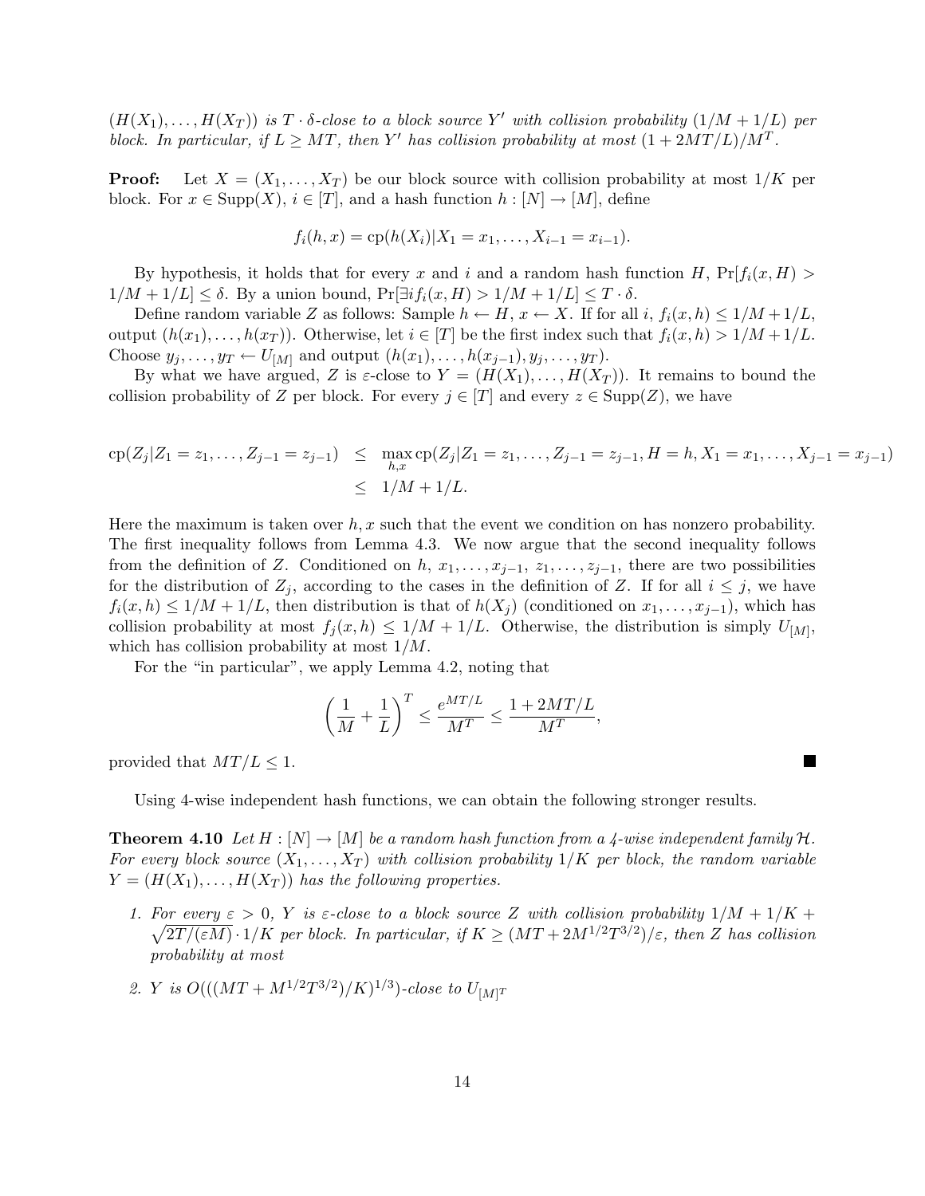$(H(X_1), \ldots, H(X_T))$ *is* $T \cdot \delta$*-close to a block source* $Y'$ *with collision probability* $(1/M + 1/L)$ *per block. In particular, if* $L \geq MT$*, then* $Y'$ *has collision probability at most* $(1 + 2MT/L)/M^T$*.*

**Proof:** Let $X = (X_1, \ldots, X_T)$ be our block source with collision probability at most $1/K$ per block. For $x \in \mathrm{Supp}(X)$, $i \in [T]$, and a hash function $h : [N] \to [M]$, define

$$f_i(h, x) = \mathrm{cp}(h(X_i) | X_1 = x_1, \ldots, X_{i-1} = x_{i-1}).$$

By hypothesis, it holds that for every $x$ and $i$ and a random hash function $H$, $\Pr[f_i(x, H) > 1/M + 1/L] \leq \delta$. By a union bound, $\Pr[\exists i f_i(x, H) > 1/M + 1/L] \leq T \cdot \delta$.

Define random variable $Z$ as follows: Sample $h \leftarrow H$, $x \leftarrow X$. If for all $i$, $f_i(x, h) \leq 1/M + 1/L$, output $(h(x_1), \ldots, h(x_T))$. Otherwise, let $i \in [T]$ be the first index such that $f_i(x, h) > 1/M + 1/L$. Choose $y_j, \ldots, y_T \leftarrow U_{[M]}$ and output $(h(x_1), \ldots, h(x_{j-1}), y_j, \ldots, y_T)$.

By what we have argued, $Z$ is $\varepsilon$-close to $Y = (H(X_1), \ldots, H(X_T))$. It remains to bound the collision probability of $Z$ per block. For every $j \in [T]$ and every $z \in \mathrm{Supp}(Z)$, we have

$$\begin{aligned}
\mathrm{cp}(Z_j | Z_1 = z_1, \ldots, Z_{j-1} = z_{j-1}) &\leq \max_{h,x} \mathrm{cp}(Z_j | Z_1 = z_1, \ldots, Z_{j-1} = z_{j-1}, H = h, X_1 = x_1, \ldots, X_{j-1} = x_{j-1}) \\
&\leq 1/M + 1/L.
\end{aligned}$$

Here the maximum is taken over $h, x$ such that the event we condition on has nonzero probability. The first inequality follows from Lemma 4.3. We now argue that the second inequality follows from the definition of $Z$. Conditioned on $h$, $x_1, \ldots, x_{j-1}$, $z_1, \ldots, z_{j-1}$, there are two possibilities for the distribution of $Z_j$, according to the cases in the definition of $Z$. If for all $i \leq j$, we have $f_i(x, h) \leq 1/M + 1/L$, then distribution is that of $h(X_j)$ (conditioned on $x_1, \ldots, x_{j-1}$), which has collision probability at most $f_j(x, h) \leq 1/M + 1/L$. Otherwise, the distribution is simply $U_{[M]}$, which has collision probability at most $1/M$.

For the "in particular", we apply Lemma 4.2, noting that

$$\left(\frac{1}{M} + \frac{1}{L}\right)^T \leq \frac{e^{MT/L}}{M^T} \leq \frac{1 + 2MT/L}{M^T},$$

provided that $MT/L \leq 1$. ∎

Using 4-wise independent hash functions, we can obtain the following stronger results.

**Theorem 4.10** *Let* $H : [N] \to [M]$ *be a random hash function from a 4-wise independent family* $\mathcal{H}$*. For every block source* $(X_1, \ldots, X_T)$ *with collision probability* $1/K$ *per block, the random variable* $Y = (H(X_1), \ldots, H(X_T))$ *has the following properties.*

1. *For every* $\varepsilon > 0$*,* $Y$ *is* $\varepsilon$*-close to a block source* $Z$ *with collision probability* $1/M + 1/K + \sqrt{2T/(\varepsilon M)} \cdot 1/K$ *per block. In particular, if* $K \geq (MT + 2M^{1/2}T^{3/2})/\varepsilon$*, then* $Z$ *has collision probability at most*
2. $Y$ *is* $O(((MT + M^{1/2}T^{3/2})/K)^{1/3})$*-close to* $U_{[M]^T}$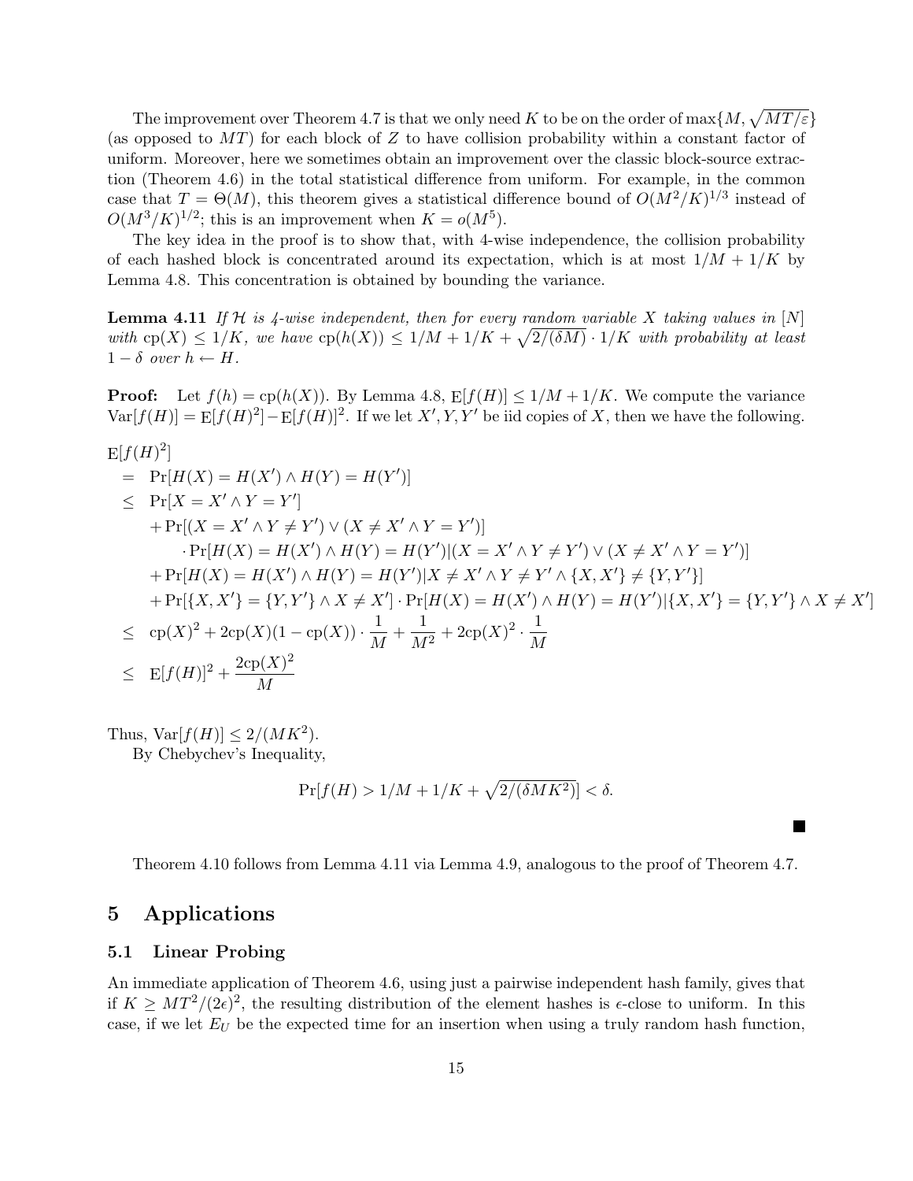The improvement over Theorem 4.7 is that we only need $K$ to be on the order of $\max\{M, \sqrt{MT/\varepsilon}\}$ (as opposed to $MT$) for each block of $Z$ to have collision probability within a constant factor of uniform. Moreover, here we sometimes obtain an improvement over the classic block-source extraction (Theorem 4.6) in the total statistical difference from uniform. For example, in the common case that $T = \Theta(M)$, this theorem gives a statistical difference bound of $O(M^2/K)^{1/3}$ instead of $O(M^3/K)^{1/2}$; this is an improvement when $K = o(M^5)$.

The key idea in the proof is to show that, with 4-wise independence, the collision probability of each hashed block is concentrated around its expectation, which is at most $1/M + 1/K$ by Lemma 4.8. This concentration is obtained by bounding the variance.

**Lemma 4.11** *If $\mathcal{H}$ is 4-wise independent, then for every random variable $X$ taking values in $[N]$ with $\mathrm{cp}(X) \leq 1/K$, we have $\mathrm{cp}(h(X)) \leq 1/M + 1/K + \sqrt{2/(\delta M)} \cdot 1/K$ with probability at least $1 - \delta$ over $h \leftarrow H$.*

**Proof:** Let $f(h) = \mathrm{cp}(h(X))$. By Lemma 4.8, $\mathrm{E}[f(H)] \leq 1/M + 1/K$. We compute the variance $\mathrm{Var}[f(H)] = \mathrm{E}[f(H)^2] - \mathrm{E}[f(H)]^2$. If we let $X', Y, Y'$ be iid copies of $X$, then we have the following.

$$
\begin{aligned}
&\mathrm{E}[f(H)^2] \\
&= \Pr[H(X) = H(X') \wedge H(Y) = H(Y')] \\
&\leq \Pr[X = X' \wedge Y = Y'] \\
&\quad + \Pr[(X = X' \wedge Y \neq Y') \vee (X \neq X' \wedge Y = Y')] \\
&\qquad \cdot \Pr[H(X) = H(X') \wedge H(Y) = H(Y') | (X = X' \wedge Y \neq Y') \vee (X \neq X' \wedge Y = Y')] \\
&\quad + \Pr[H(X) = H(X') \wedge H(Y) = H(Y') | X \neq X' \wedge Y \neq Y' \wedge \{X, X'\} \neq \{Y, Y'\}] \\
&\quad + \Pr[\{X, X'\} = \{Y, Y'\} \wedge X \neq X'] \cdot \Pr[H(X) = H(X') \wedge H(Y) = H(Y') | \{X, X'\} = \{Y, Y'\} \wedge X \neq X'] \\
&\leq \mathrm{cp}(X)^2 + 2\mathrm{cp}(X)(1 - \mathrm{cp}(X)) \cdot \frac{1}{M} + \frac{1}{M^2} + 2\mathrm{cp}(X)^2 \cdot \frac{1}{M} \\
&\leq \mathrm{E}[f(H)]^2 + \frac{2\mathrm{cp}(X)^2}{M}
\end{aligned}
$$

Thus, $\mathrm{Var}[f(H)] \leq 2/(MK^2)$.

By Chebychev's Inequality,

$$
\Pr[f(H) > 1/M + 1/K + \sqrt{2/(\delta M K^2)}] < \delta.
$$

■

Theorem 4.10 follows from Lemma 4.11 via Lemma 4.9, analogous to the proof of Theorem 4.7.

# 5 Applications

## 5.1 Linear Probing

An immediate application of Theorem 4.6, using just a pairwise independent hash family, gives that if $K \geq MT^2/(2\epsilon)^2$, the resulting distribution of the element hashes is $\epsilon$-close to uniform. In this case, if we let $E_U$ be the expected time for an insertion when using a truly random hash function,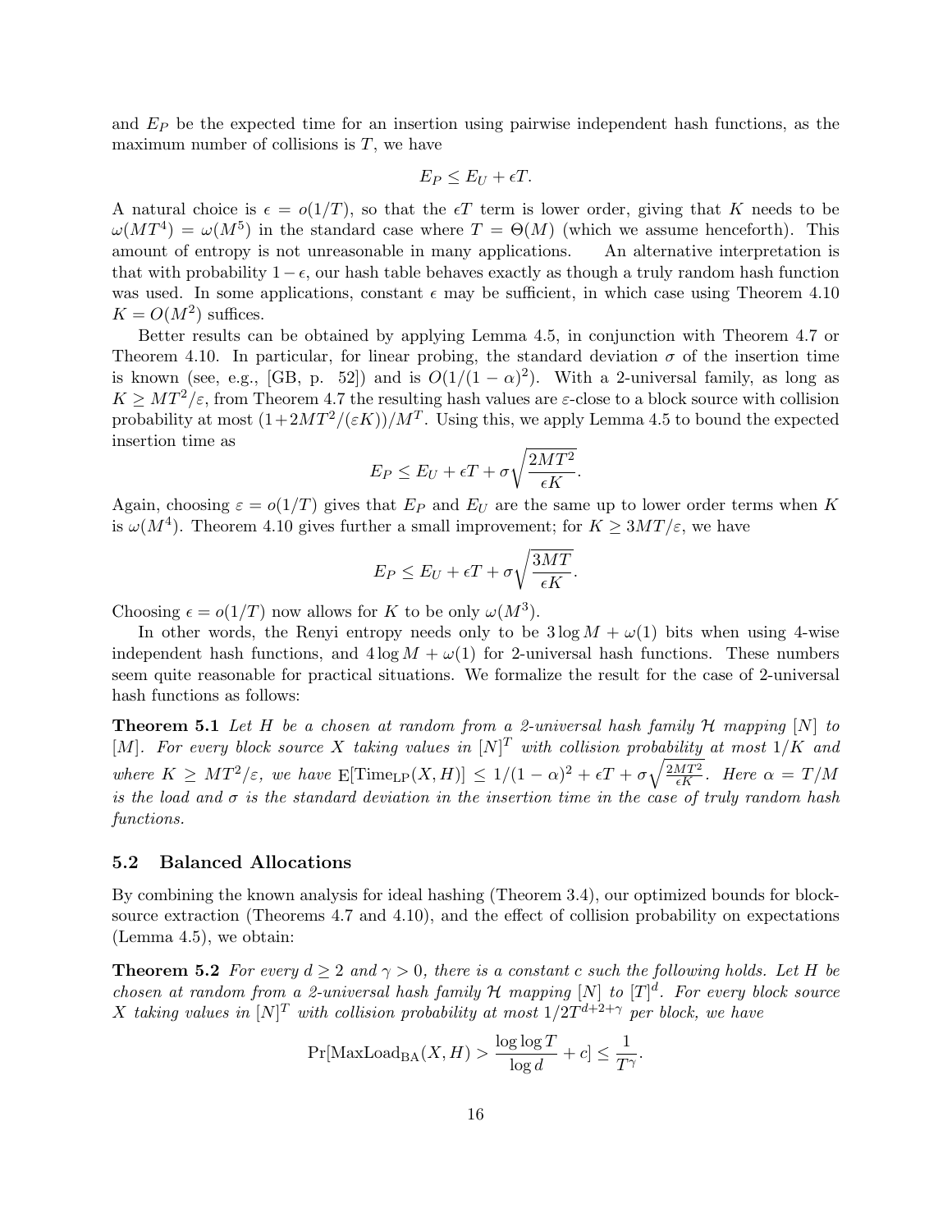and $E_P$ be the expected time for an insertion using pairwise independent hash functions, as the maximum number of collisions is $T$, we have

$$E_P \leq E_U + \epsilon T.$$

A natural choice is $\epsilon = o(1/T)$, so that the $\epsilon T$ term is lower order, giving that $K$ needs to be $\omega(MT^4) = \omega(M^5)$ in the standard case where $T = \Theta(M)$ (which we assume henceforth). This amount of entropy is not unreasonable in many applications. An alternative interpretation is that with probability $1 - \epsilon$, our hash table behaves exactly as though a truly random hash function was used. In some applications, constant $\epsilon$ may be sufficient, in which case using Theorem 4.10 $K = O(M^2)$ suffices.

Better results can be obtained by applying Lemma 4.5, in conjunction with Theorem 4.7 or Theorem 4.10. In particular, for linear probing, the standard deviation $\sigma$ of the insertion time is known (see, e.g., [GB, p. 52]) and is $O(1/(1-\alpha)^2)$. With a 2-universal family, as long as $K \geq MT^2/\varepsilon$, from Theorem 4.7 the resulting hash values are $\varepsilon$-close to a block source with collision probability at most $(1+2MT^2/(\varepsilon K))/M^T$. Using this, we apply Lemma 4.5 to bound the expected insertion time as

$$E_P \leq E_U + \epsilon T + \sigma \sqrt{\frac{2MT^2}{\epsilon K}}.$$

Again, choosing $\varepsilon = o(1/T)$ gives that $E_P$ and $E_U$ are the same up to lower order terms when $K$ is $\omega(M^4)$. Theorem 4.10 gives further a small improvement; for $K \geq 3MT/\varepsilon$, we have

$$E_P \leq E_U + \epsilon T + \sigma \sqrt{\frac{3MT}{\epsilon K}}.$$

Choosing $\epsilon = o(1/T)$ now allows for $K$ to be only $\omega(M^3)$.

In other words, the Renyi entropy needs only to be $3 \log M + \omega(1)$ bits when using 4-wise independent hash functions, and $4 \log M + \omega(1)$ for 2-universal hash functions. These numbers seem quite reasonable for practical situations. We formalize the result for the case of 2-universal hash functions as follows:

**Theorem 5.1** *Let $H$ be a chosen at random from a 2-universal hash family $\mathcal{H}$ mapping $[N]$ to $[M]$. For every block source $X$ taking values in $[N]^T$ with collision probability at most $1/K$ and where $K \geq MT^2/\varepsilon$, we have $\mathrm{E}[\mathrm{Time}_{\mathrm{LP}}(X,H)] \leq 1/(1-\alpha)^2 + \epsilon T + \sigma\sqrt{\frac{2MT^2}{\epsilon K}}$. Here $\alpha = T/M$ is the load and $\sigma$ is the standard deviation in the insertion time in the case of truly random hash functions.*

## 5.2 Balanced Allocations

By combining the known analysis for ideal hashing (Theorem 3.4), our optimized bounds for block-source extraction (Theorems 4.7 and 4.10), and the effect of collision probability on expectations (Lemma 4.5), we obtain:

**Theorem 5.2** *For every $d \geq 2$ and $\gamma > 0$, there is a constant $c$ such the following holds. Let $H$ be chosen at random from a 2-universal hash family $\mathcal{H}$ mapping $[N]$ to $[T]^d$. For every block source $X$ taking values in $[N]^T$ with collision probability at most $1/2T^{d+2+\gamma}$ per block, we have*

$$\Pr[\mathrm{MaxLoad}_{\mathrm{BA}}(X,H) > \frac{\log\log T}{\log d} + c] \leq \frac{1}{T^\gamma}.$$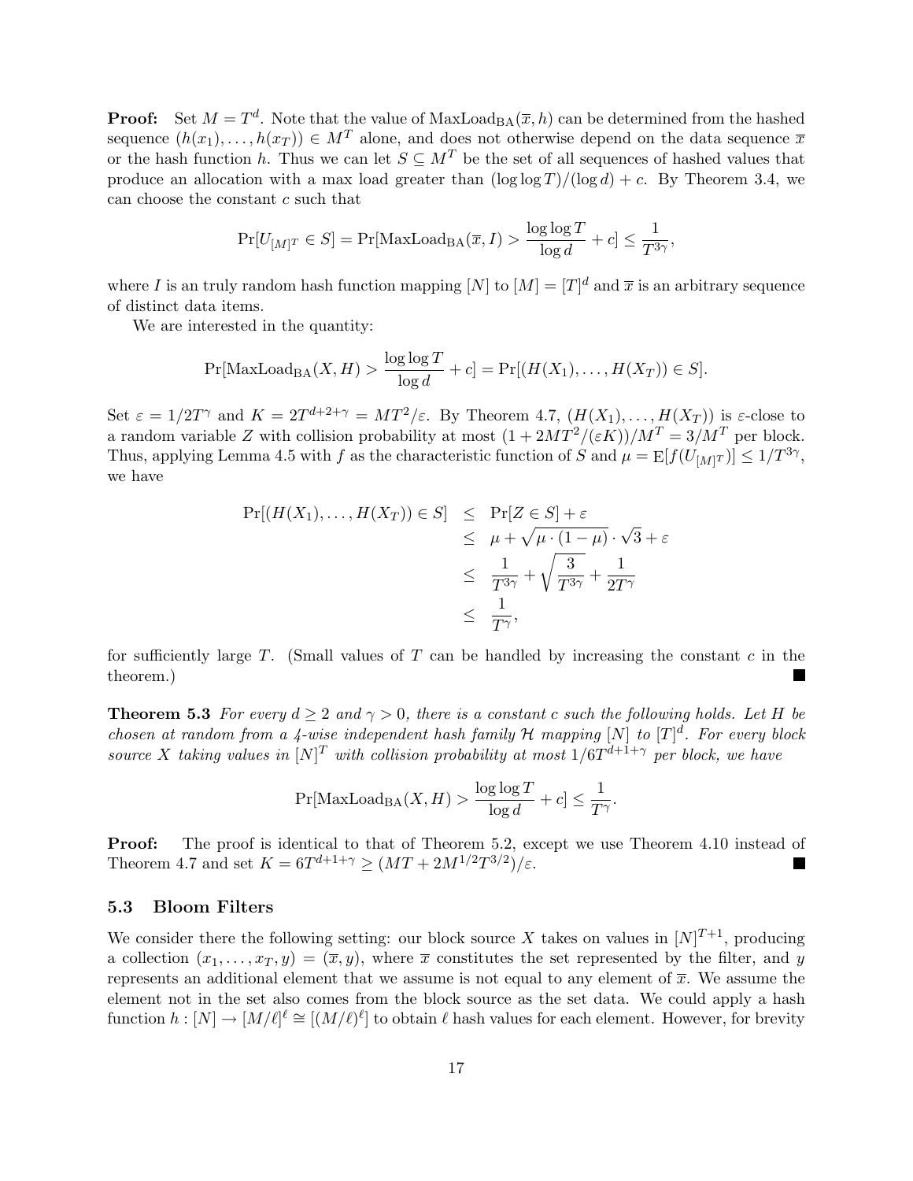**Proof:** Set $M = T^d$. Note that the value of $\text{MaxLoad}_{\text{BA}}(\overline{x}, h)$ can be determined from the hashed sequence $(h(x_1), \ldots, h(x_T)) \in M^T$ alone, and does not otherwise depend on the data sequence $\overline{x}$ or the hash function $h$. Thus we can let $S \subseteq M^T$ be the set of all sequences of hashed values that produce an allocation with a max load greater than $(\log \log T)/(\log d) + c$. By Theorem 3.4, we can choose the constant $c$ such that

$$\Pr[U_{[M]^T} \in S] = \Pr[\text{MaxLoad}_{\text{BA}}(\overline{x}, I) > \frac{\log \log T}{\log d} + c] \leq \frac{1}{T^{3\gamma}},$$

where $I$ is an truly random hash function mapping $[N]$ to $[M] = [T]^d$ and $\overline{x}$ is an arbitrary sequence of distinct data items.

We are interested in the quantity:

$$\Pr[\text{MaxLoad}_{\text{BA}}(X, H) > \frac{\log \log T}{\log d} + c] = \Pr[(H(X_1), \ldots, H(X_T)) \in S].$$

Set $\varepsilon = 1/2T^\gamma$ and $K = 2T^{d+2+\gamma} = MT^2/\varepsilon$. By Theorem 4.7, $(H(X_1), \ldots, H(X_T))$ is $\varepsilon$-close to a random variable $Z$ with collision probability at most $(1 + 2MT^2/(\varepsilon K))/M^T = 3/M^T$ per block. Thus, applying Lemma 4.5 with $f$ as the characteristic function of $S$ and $\mu = \mathrm{E}[f(U_{[M]^T})] \leq 1/T^{3\gamma}$, we have

$$\begin{aligned}
\Pr[(H(X_1), \ldots, H(X_T)) \in S] &\leq \Pr[Z \in S] + \varepsilon \\
&\leq \mu + \sqrt{\mu \cdot (1 - \mu)} \cdot \sqrt{3} + \varepsilon \\
&\leq \frac{1}{T^{3\gamma}} + \sqrt{\frac{3}{T^{3\gamma}}} + \frac{1}{2T^\gamma} \\
&\leq \frac{1}{T^\gamma},
\end{aligned}$$

for sufficiently large $T$. (Small values of $T$ can be handled by increasing the constant $c$ in the theorem.) ∎

**Theorem 5.3** *For every $d \geq 2$ and $\gamma > 0$, there is a constant $c$ such the following holds. Let $H$ be chosen at random from a 4-wise independent hash family $\mathcal{H}$ mapping $[N]$ to $[T]^d$. For every block source $X$ taking values in $[N]^T$ with collision probability at most $1/6T^{d+1+\gamma}$ per block, we have*

$$\Pr[\text{MaxLoad}_{\text{BA}}(X, H) > \frac{\log \log T}{\log d} + c] \leq \frac{1}{T^\gamma}.$$

**Proof:** The proof is identical to that of Theorem 5.2, except we use Theorem 4.10 instead of Theorem 4.7 and set $K = 6T^{d+1+\gamma} \geq (MT + 2M^{1/2}T^{3/2})/\varepsilon$. ∎

### 5.3 Bloom Filters

We consider there the following setting: our block source $X$ takes on values in $[N]^{T+1}$, producing a collection $(x_1, \ldots, x_T, y) = (\overline{x}, y)$, where $\overline{x}$ constitutes the set represented by the filter, and $y$ represents an additional element that we assume is not equal to any element of $\overline{x}$. We assume the element not in the set also comes from the block source as the set data. We could apply a hash function $h : [N] \to [M/\ell]^\ell \cong [(M/\ell)^\ell]$ to obtain $\ell$ hash values for each element. However, for brevity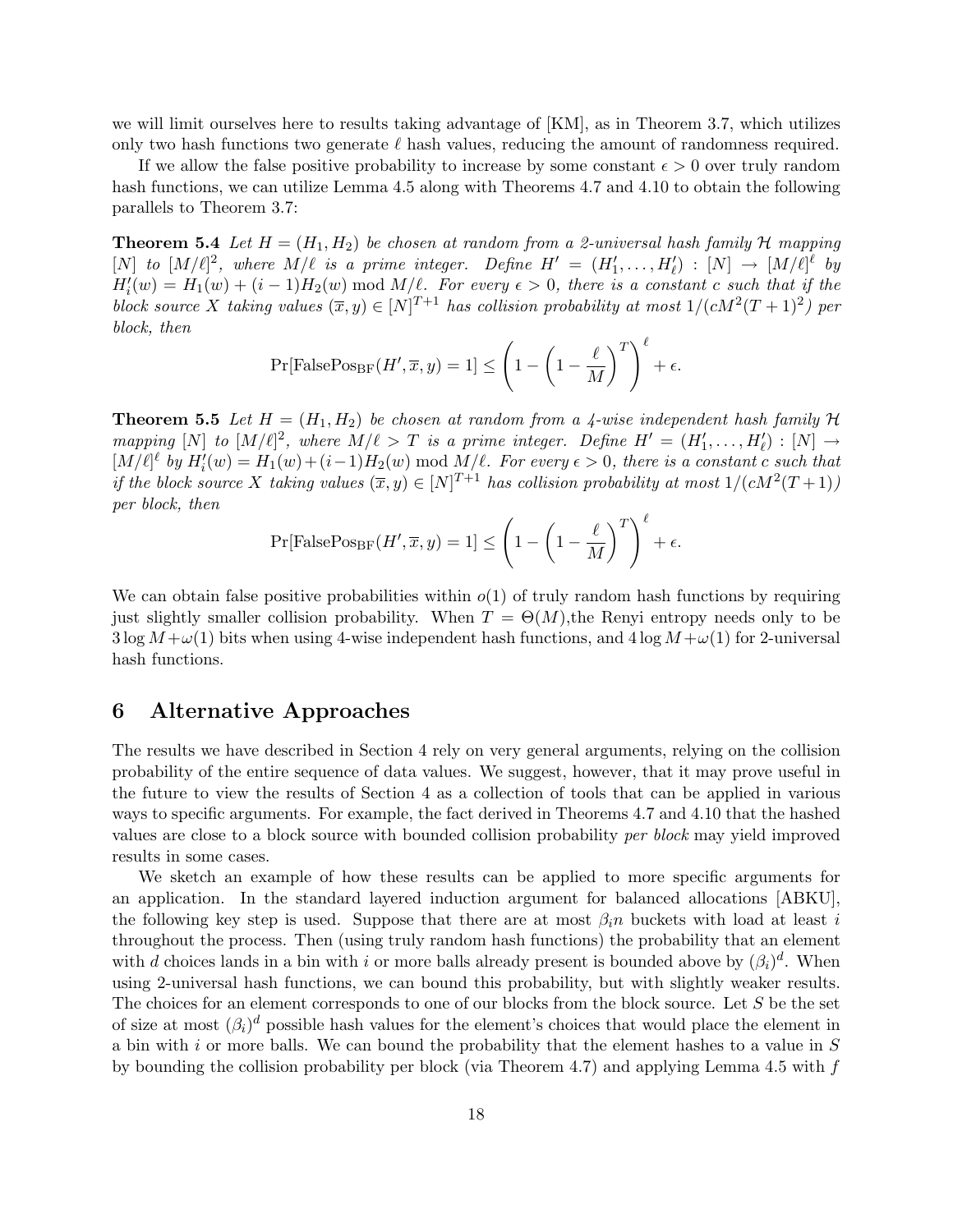we will limit ourselves here to results taking advantage of [KM], as in Theorem 3.7, which utilizes only two hash functions two generate $\ell$ hash values, reducing the amount of randomness required.

If we allow the false positive probability to increase by some constant $\epsilon > 0$ over truly random hash functions, we can utilize Lemma 4.5 along with Theorems 4.7 and 4.10 to obtain the following parallels to Theorem 3.7:

**Theorem 5.4** *Let $H = (H_1, H_2)$ be chosen at random from a 2-universal hash family $\mathcal{H}$ mapping $[N]$ to $[M/\ell]^2$, where $M/\ell$ is a prime integer. Define $H' = (H'_1, \ldots, H'_\ell) : [N] \to [M/\ell]^\ell$ by $H'_i(w) = H_1(w) + (i-1)H_2(w) \bmod M/\ell$. For every $\epsilon > 0$, there is a constant $c$ such that if the block source $X$ taking values $(\overline{x}, y) \in [N]^{T+1}$ has collision probability at most $1/(cM^2(T+1)^2)$ per block, then*

$$\Pr[\text{FalsePos}_{\text{BF}}(H', \overline{x}, y) = 1] \leq \left(1 - \left(1 - \frac{\ell}{M}\right)^T\right)^\ell + \epsilon.$$

**Theorem 5.5** *Let $H = (H_1, H_2)$ be chosen at random from a 4-wise independent hash family $\mathcal{H}$ mapping $[N]$ to $[M/\ell]^2$, where $M/\ell > T$ is a prime integer. Define $H' = (H'_1, \ldots, H'_\ell) : [N] \to [M/\ell]^\ell$ by $H'_i(w) = H_1(w) + (i-1)H_2(w) \bmod M/\ell$. For every $\epsilon > 0$, there is a constant $c$ such that if the block source $X$ taking values $(\overline{x}, y) \in [N]^{T+1}$ has collision probability at most $1/(cM^2(T+1))$ per block, then*

$$\Pr[\text{FalsePos}_{\text{BF}}(H', \overline{x}, y) = 1] \leq \left(1 - \left(1 - \frac{\ell}{M}\right)^T\right)^\ell + \epsilon.$$

We can obtain false positive probabilities within $o(1)$ of truly random hash functions by requiring just slightly smaller collision probability. When $T = \Theta(M)$,the Renyi entropy needs only to be $3 \log M + \omega(1)$ bits when using 4-wise independent hash functions, and $4 \log M + \omega(1)$ for 2-universal hash functions.

## 6 Alternative Approaches

The results we have described in Section 4 rely on very general arguments, relying on the collision probability of the entire sequence of data values. We suggest, however, that it may prove useful in the future to view the results of Section 4 as a collection of tools that can be applied in various ways to specific arguments. For example, the fact derived in Theorems 4.7 and 4.10 that the hashed values are close to a block source with bounded collision probability *per block* may yield improved results in some cases.

We sketch an example of how these results can be applied to more specific arguments for an application. In the standard layered induction argument for balanced allocations [ABKU], the following key step is used. Suppose that there are at most $\beta_i n$ buckets with load at least $i$ throughout the process. Then (using truly random hash functions) the probability that an element with $d$ choices lands in a bin with $i$ or more balls already present is bounded above by $(\beta_i)^d$. When using 2-universal hash functions, we can bound this probability, but with slightly weaker results. The choices for an element corresponds to one of our blocks from the block source. Let $S$ be the set of size at most $(\beta_i)^d$ possible hash values for the element's choices that would place the element in a bin with $i$ or more balls. We can bound the probability that the element hashes to a value in $S$ by bounding the collision probability per block (via Theorem 4.7) and applying Lemma 4.5 with $f$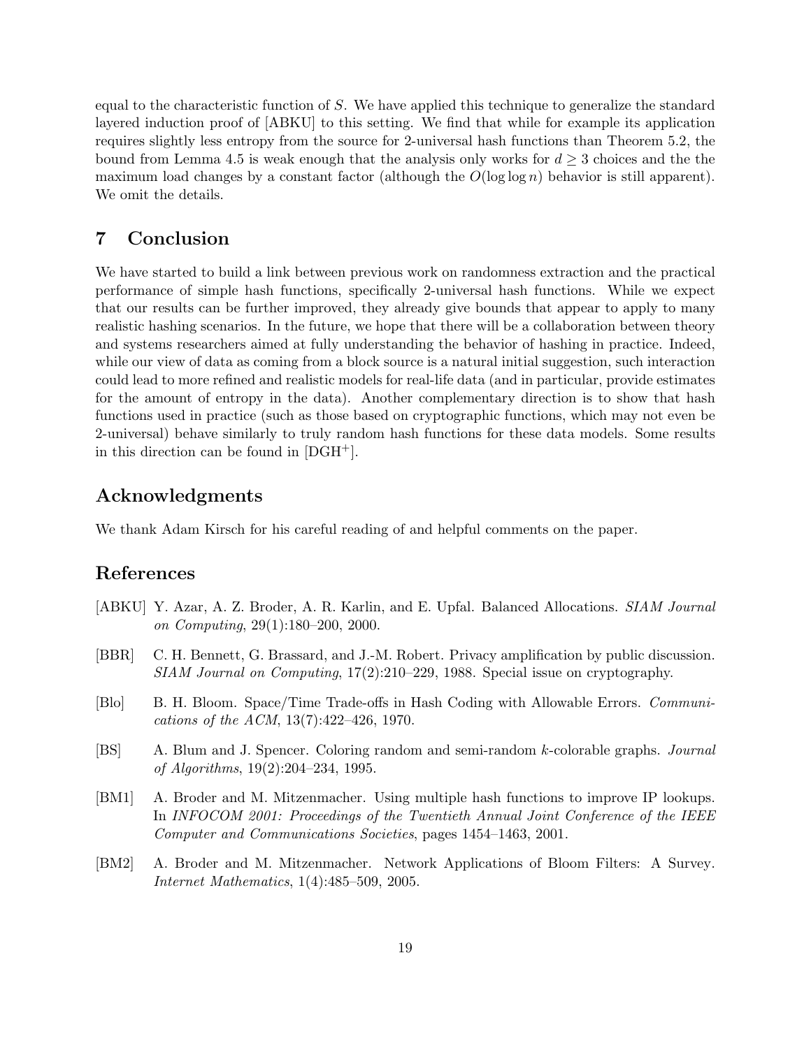equal to the characteristic function of $S$. We have applied this technique to generalize the standard layered induction proof of [ABKU] to this setting. We find that while for example its application requires slightly less entropy from the source for 2-universal hash functions than Theorem 5.2, the bound from Lemma 4.5 is weak enough that the analysis only works for $d \geq 3$ choices and the the maximum load changes by a constant factor (although the $O(\log \log n)$ behavior is still apparent). We omit the details.

## 7 Conclusion

We have started to build a link between previous work on randomness extraction and the practical performance of simple hash functions, specifically 2-universal hash functions. While we expect that our results can be further improved, they already give bounds that appear to apply to many realistic hashing scenarios. In the future, we hope that there will be a collaboration between theory and systems researchers aimed at fully understanding the behavior of hashing in practice. Indeed, while our view of data as coming from a block source is a natural initial suggestion, such interaction could lead to more refined and realistic models for real-life data (and in particular, provide estimates for the amount of entropy in the data). Another complementary direction is to show that hash functions used in practice (such as those based on cryptographic functions, which may not even be 2-universal) behave similarly to truly random hash functions for these data models. Some results in this direction can be found in [DGH+].

## Acknowledgments

We thank Adam Kirsch for his careful reading of and helpful comments on the paper.

## References

[ABKU] Y. Azar, A. Z. Broder, A. R. Karlin, and E. Upfal. Balanced Allocations. *SIAM Journal on Computing*, 29(1):180–200, 2000.

[BBR] C. H. Bennett, G. Brassard, and J.-M. Robert. Privacy amplification by public discussion. *SIAM Journal on Computing*, 17(2):210–229, 1988. Special issue on cryptography.

[Blo] B. H. Bloom. Space/Time Trade-offs in Hash Coding with Allowable Errors. *Communications of the ACM*, 13(7):422–426, 1970.

[BS] A. Blum and J. Spencer. Coloring random and semi-random $k$-colorable graphs. *Journal of Algorithms*, 19(2):204–234, 1995.

[BM1] A. Broder and M. Mitzenmacher. Using multiple hash functions to improve IP lookups. In *INFOCOM 2001: Proceedings of the Twentieth Annual Joint Conference of the IEEE Computer and Communications Societies*, pages 1454–1463, 2001.

[BM2] A. Broder and M. Mitzenmacher. Network Applications of Bloom Filters: A Survey. *Internet Mathematics*, 1(4):485–509, 2005.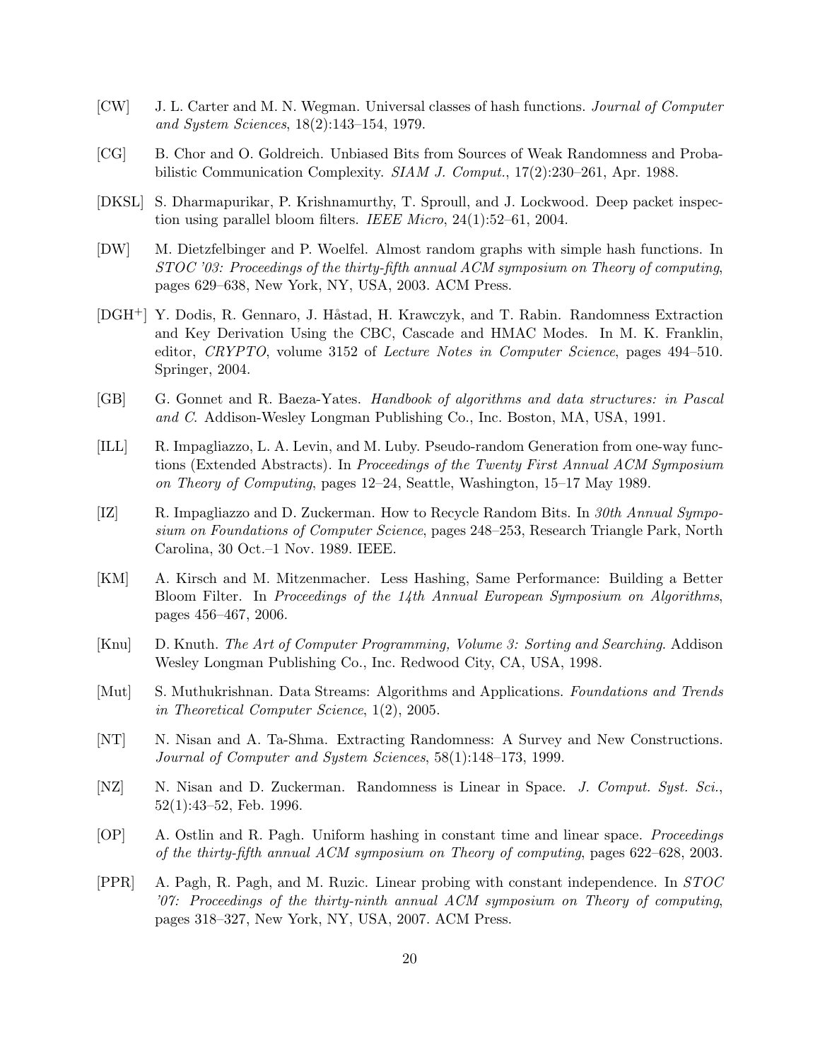[CW] J. L. Carter and M. N. Wegman. Universal classes of hash functions. *Journal of Computer and System Sciences*, 18(2):143–154, 1979.

[CG] B. Chor and O. Goldreich. Unbiased Bits from Sources of Weak Randomness and Probabilistic Communication Complexity. *SIAM J. Comput.*, 17(2):230–261, Apr. 1988.

[DKSL] S. Dharmapurikar, P. Krishnamurthy, T. Sproull, and J. Lockwood. Deep packet inspection using parallel bloom filters. *IEEE Micro*, 24(1):52–61, 2004.

[DW] M. Dietzfelbinger and P. Woelfel. Almost random graphs with simple hash functions. In *STOC '03: Proceedings of the thirty-fifth annual ACM symposium on Theory of computing*, pages 629–638, New York, NY, USA, 2003. ACM Press.

[DGH+] Y. Dodis, R. Gennaro, J. Håstad, H. Krawczyk, and T. Rabin. Randomness Extraction and Key Derivation Using the CBC, Cascade and HMAC Modes. In M. K. Franklin, editor, *CRYPTO*, volume 3152 of *Lecture Notes in Computer Science*, pages 494–510. Springer, 2004.

[GB] G. Gonnet and R. Baeza-Yates. *Handbook of algorithms and data structures: in Pascal and C*. Addison-Wesley Longman Publishing Co., Inc. Boston, MA, USA, 1991.

[ILL] R. Impagliazzo, L. A. Levin, and M. Luby. Pseudo-random Generation from one-way functions (Extended Abstracts). In *Proceedings of the Twenty First Annual ACM Symposium on Theory of Computing*, pages 12–24, Seattle, Washington, 15–17 May 1989.

[IZ] R. Impagliazzo and D. Zuckerman. How to Recycle Random Bits. In *30th Annual Symposium on Foundations of Computer Science*, pages 248–253, Research Triangle Park, North Carolina, 30 Oct.–1 Nov. 1989. IEEE.

[KM] A. Kirsch and M. Mitzenmacher. Less Hashing, Same Performance: Building a Better Bloom Filter. In *Proceedings of the 14th Annual European Symposium on Algorithms*, pages 456–467, 2006.

[Knu] D. Knuth. *The Art of Computer Programming, Volume 3: Sorting and Searching*. Addison Wesley Longman Publishing Co., Inc. Redwood City, CA, USA, 1998.

[Mut] S. Muthukrishnan. Data Streams: Algorithms and Applications. *Foundations and Trends in Theoretical Computer Science*, 1(2), 2005.

[NT] N. Nisan and A. Ta-Shma. Extracting Randomness: A Survey and New Constructions. *Journal of Computer and System Sciences*, 58(1):148–173, 1999.

[NZ] N. Nisan and D. Zuckerman. Randomness is Linear in Space. *J. Comput. Syst. Sci.*, 52(1):43–52, Feb. 1996.

[OP] A. Ostlin and R. Pagh. Uniform hashing in constant time and linear space. *Proceedings of the thirty-fifth annual ACM symposium on Theory of computing*, pages 622–628, 2003.

[PPR] A. Pagh, R. Pagh, and M. Ruzic. Linear probing with constant independence. In *STOC '07: Proceedings of the thirty-ninth annual ACM symposium on Theory of computing*, pages 318–327, New York, NY, USA, 2007. ACM Press.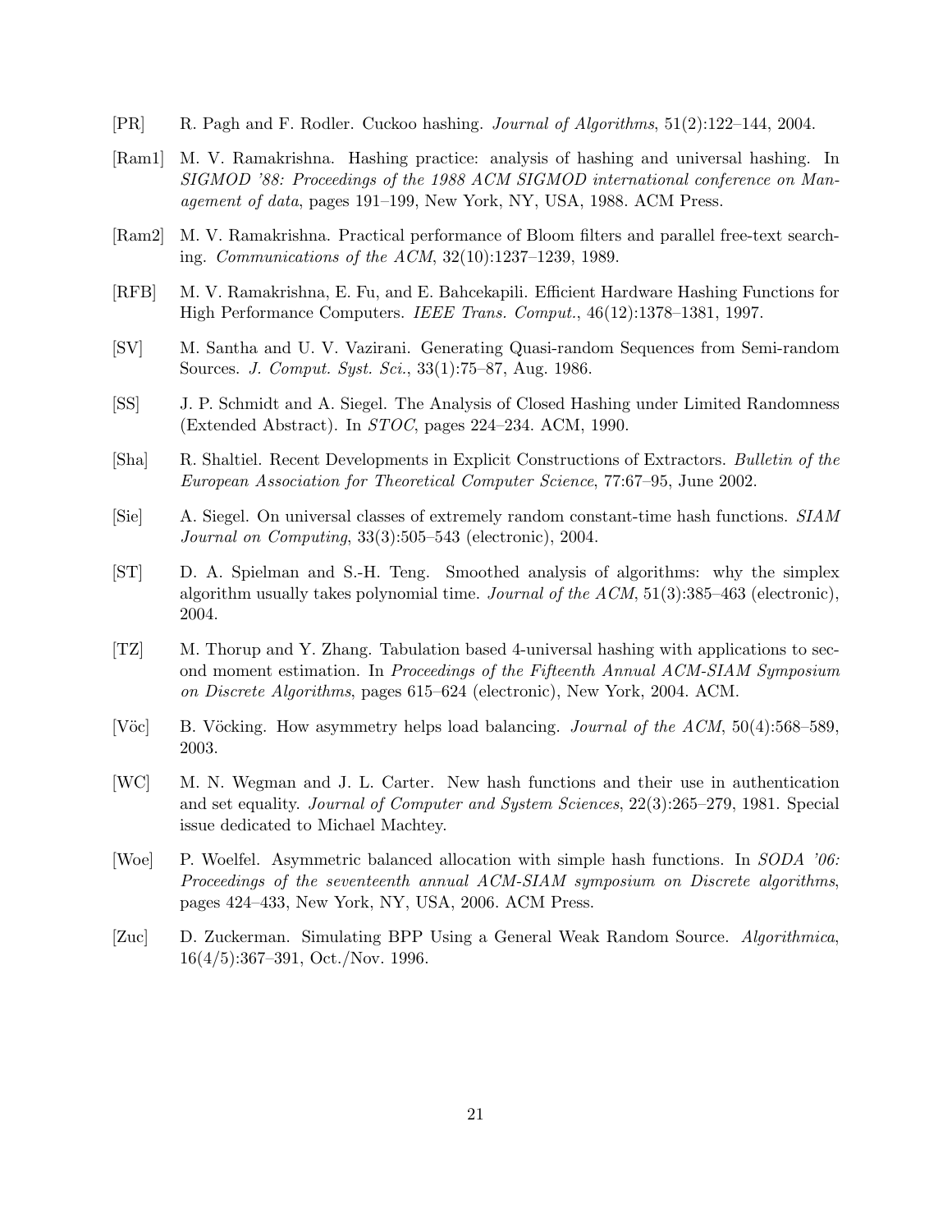[PR] R. Pagh and F. Rodler. Cuckoo hashing. *Journal of Algorithms*, 51(2):122–144, 2004.

[Ram1] M. V. Ramakrishna. Hashing practice: analysis of hashing and universal hashing. In *SIGMOD '88: Proceedings of the 1988 ACM SIGMOD international conference on Management of data*, pages 191–199, New York, NY, USA, 1988. ACM Press.

[Ram2] M. V. Ramakrishna. Practical performance of Bloom filters and parallel free-text searching. *Communications of the ACM*, 32(10):1237–1239, 1989.

[RFB] M. V. Ramakrishna, E. Fu, and E. Bahcekapili. Efficient Hardware Hashing Functions for High Performance Computers. *IEEE Trans. Comput.*, 46(12):1378–1381, 1997.

[SV] M. Santha and U. V. Vazirani. Generating Quasi-random Sequences from Semi-random Sources. *J. Comput. Syst. Sci.*, 33(1):75–87, Aug. 1986.

[SS] J. P. Schmidt and A. Siegel. The Analysis of Closed Hashing under Limited Randomness (Extended Abstract). In *STOC*, pages 224–234. ACM, 1990.

[Sha] R. Shaltiel. Recent Developments in Explicit Constructions of Extractors. *Bulletin of the European Association for Theoretical Computer Science*, 77:67–95, June 2002.

[Sie] A. Siegel. On universal classes of extremely random constant-time hash functions. *SIAM Journal on Computing*, 33(3):505–543 (electronic), 2004.

[ST] D. A. Spielman and S.-H. Teng. Smoothed analysis of algorithms: why the simplex algorithm usually takes polynomial time. *Journal of the ACM*, 51(3):385–463 (electronic), 2004.

[TZ] M. Thorup and Y. Zhang. Tabulation based 4-universal hashing with applications to second moment estimation. In *Proceedings of the Fifteenth Annual ACM-SIAM Symposium on Discrete Algorithms*, pages 615–624 (electronic), New York, 2004. ACM.

[Vöc] B. Vöcking. How asymmetry helps load balancing. *Journal of the ACM*, 50(4):568–589, 2003.

[WC] M. N. Wegman and J. L. Carter. New hash functions and their use in authentication and set equality. *Journal of Computer and System Sciences*, 22(3):265–279, 1981. Special issue dedicated to Michael Machtey.

[Woe] P. Woelfel. Asymmetric balanced allocation with simple hash functions. In *SODA '06: Proceedings of the seventeenth annual ACM-SIAM symposium on Discrete algorithms*, pages 424–433, New York, NY, USA, 2006. ACM Press.

[Zuc] D. Zuckerman. Simulating BPP Using a General Weak Random Source. *Algorithmica*, 16(4/5):367–391, Oct./Nov. 1996.